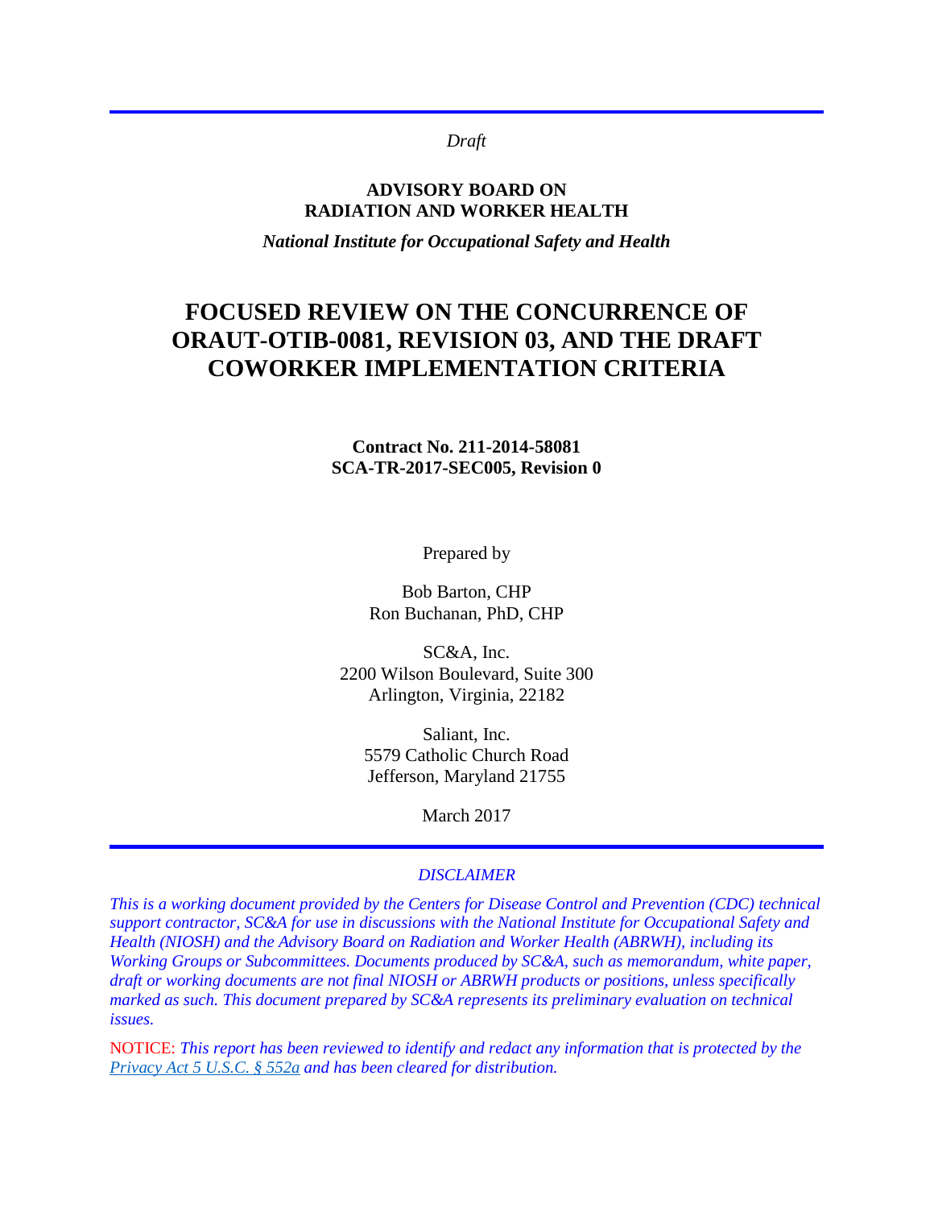*Draft*

**ADVISORY BOARD ON**
**RADIATION AND WORKER HEALTH**

***National Institute for Occupational Safety and Health***

# FOCUSED REVIEW ON THE CONCURRENCE OF ORAUT-OTIB-0081, REVISION 03, AND THE DRAFT COWORKER IMPLEMENTATION CRITERIA

**Contract No. 211-2014-58081**
**SCA-TR-2017-SEC005, Revision 0**

Prepared by

Bob Barton, CHP
Ron Buchanan, PhD, CHP

SC&A, Inc.
2200 Wilson Boulevard, Suite 300
Arlington, Virginia, 22182

Saliant, Inc.
5579 Catholic Church Road
Jefferson, Maryland 21755

March 2017

*DISCLAIMER*

*This is a working document provided by the Centers for Disease Control and Prevention (CDC) technical support contractor, SC&A for use in discussions with the National Institute for Occupational Safety and Health (NIOSH) and the Advisory Board on Radiation and Worker Health (ABRWH), including its Working Groups or Subcommittees. Documents produced by SC&A, such as memorandum, white paper, draft or working documents are not final NIOSH or ABRWH products or positions, unless specifically marked as such. This document prepared by SC&A represents its preliminary evaluation on technical issues.*

NOTICE: *This report has been reviewed to identify and redact any information that is protected by the Privacy Act 5 U.S.C. § 552a and has been cleared for distribution.*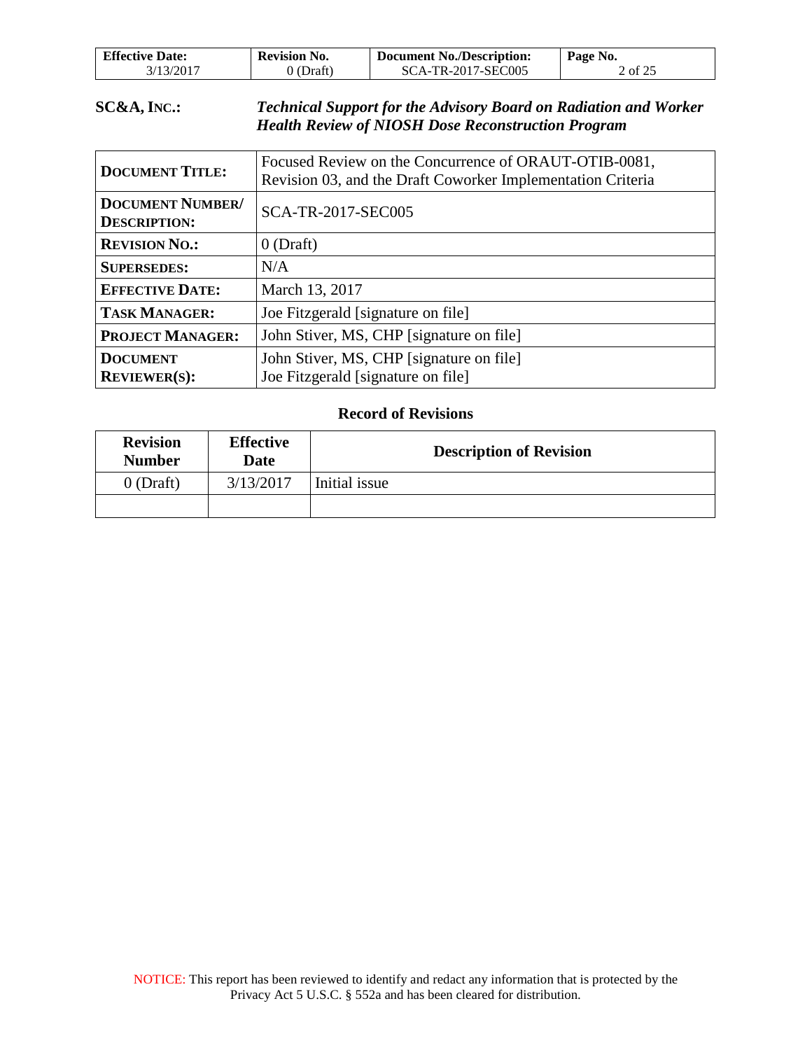**SC&A, INC.:** ***Technical Support for the Advisory Board on Radiation and Worker Health Review of NIOSH Dose Reconstruction Program***

| | |
|---|---|
| **DOCUMENT TITLE:** | Focused Review on the Concurrence of ORAUT-OTIB-0081, Revision 03, and the Draft Coworker Implementation Criteria |
| **DOCUMENT NUMBER/ DESCRIPTION:** | SCA-TR-2017-SEC005 |
| **REVISION NO.:** | 0 (Draft) |
| **SUPERSEDES:** | N/A |
| **EFFECTIVE DATE:** | March 13, 2017 |
| **TASK MANAGER:** | Joe Fitzgerald [signature on file] |
| **PROJECT MANAGER:** | John Stiver, MS, CHP [signature on file] |
| **DOCUMENT REVIEWER(S):** | John Stiver, MS, CHP [signature on file]<br>Joe Fitzgerald [signature on file] |

**Record of Revisions**

| Revision Number | Effective Date | Description of Revision |
|---|---|---|
| 0 (Draft) | 3/13/2017 | Initial issue |
| | | |

NOTICE: This report has been reviewed to identify and redact any information that is protected by the Privacy Act 5 U.S.C. § 552a and has been cleared for distribution.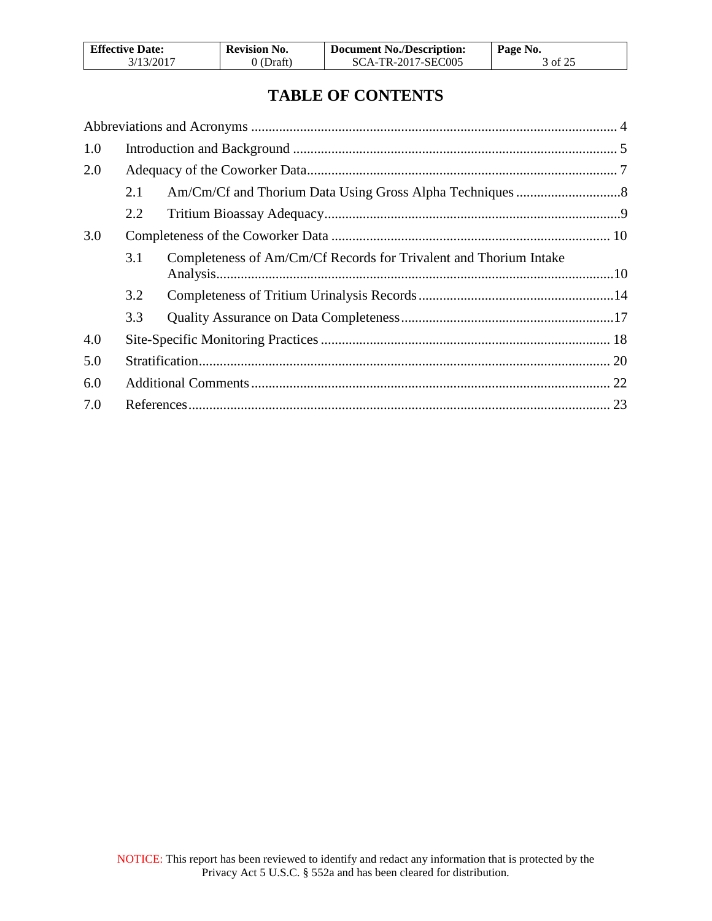# TABLE OF CONTENTS

Abbreviations and Acronyms ........................................................................................................ 4

1.0 Introduction and Background ............................................................................................. 5

2.0 Adequacy of the Coworker Data......................................................................................... 7

- 2.1 Am/Cm/Cf and Thorium Data Using Gross Alpha Techniques ..............................8
- 2.2 Tritium Bioassay Adequacy.....................................................................................9

3.0 Completeness of the Coworker Data ................................................................................ 10

- 3.1 Completeness of Am/Cm/Cf Records for Trivalent and Thorium Intake Analysis..................................................................................................................10
- 3.2 Completeness of Tritium Urinalysis Records........................................................14
- 3.3 Quality Assurance on Data Completeness.............................................................17

4.0 Site-Specific Monitoring Practices ................................................................................... 18

5.0 Stratification...................................................................................................................... 20

6.0 Additional Comments ....................................................................................................... 22

7.0 References......................................................................................................................... 23

NOTICE: This report has been reviewed to identify and redact any information that is protected by the Privacy Act 5 U.S.C. § 552a and has been cleared for distribution.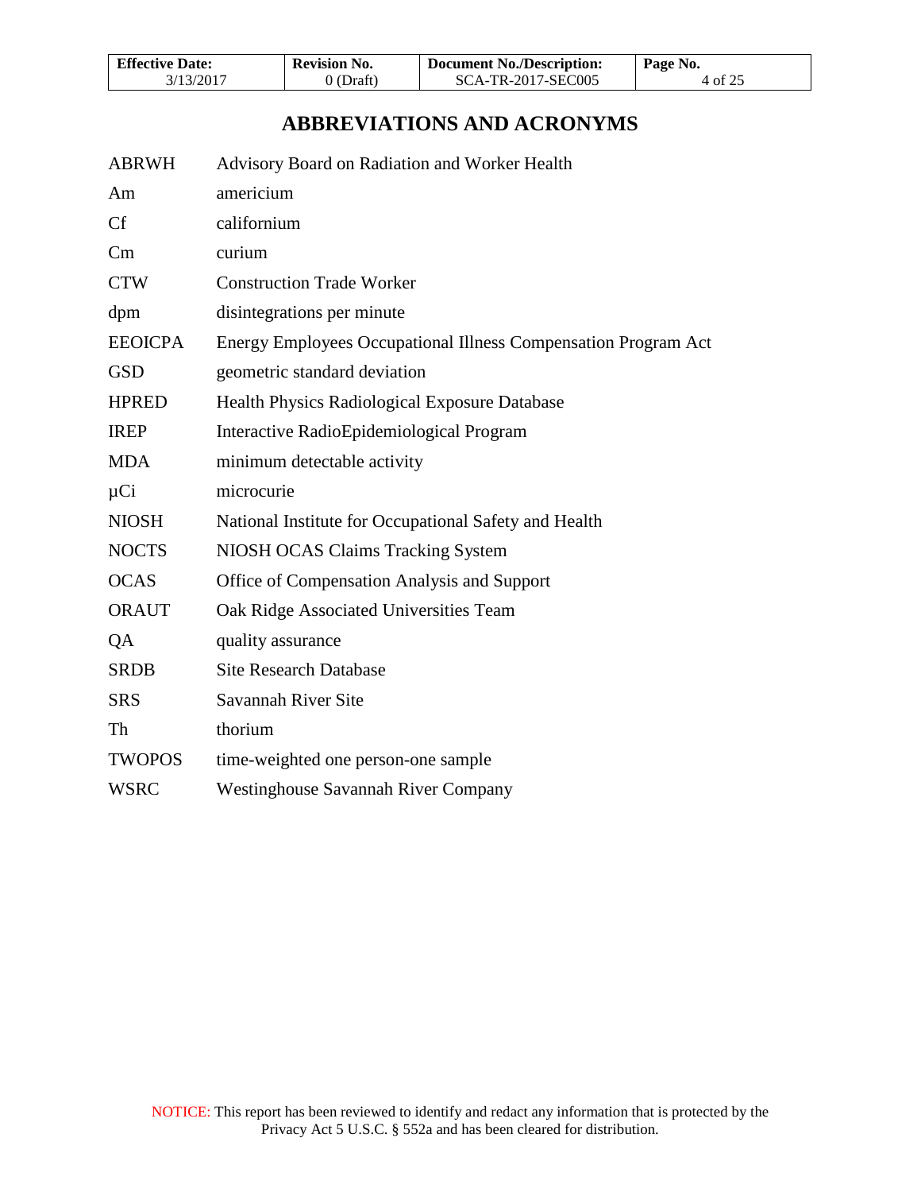# ABBREVIATIONS AND ACRONYMS

| | |
|---|---|
| ABRWH | Advisory Board on Radiation and Worker Health |
| Am | americium |
| Cf | californium |
| Cm | curium |
| CTW | Construction Trade Worker |
| dpm | disintegrations per minute |
| EEOICPA | Energy Employees Occupational Illness Compensation Program Act |
| GSD | geometric standard deviation |
| HPRED | Health Physics Radiological Exposure Database |
| IREP | Interactive RadioEpidemiological Program |
| MDA | minimum detectable activity |
| µCi | microcurie |
| NIOSH | National Institute for Occupational Safety and Health |
| NOCTS | NIOSH OCAS Claims Tracking System |
| OCAS | Office of Compensation Analysis and Support |
| ORAUT | Oak Ridge Associated Universities Team |
| QA | quality assurance |
| SRDB | Site Research Database |
| SRS | Savannah River Site |
| Th | thorium |
| TWOPOS | time-weighted one person-one sample |
| WSRC | Westinghouse Savannah River Company |

NOTICE: This report has been reviewed to identify and redact any information that is protected by the Privacy Act 5 U.S.C. § 552a and has been cleared for distribution.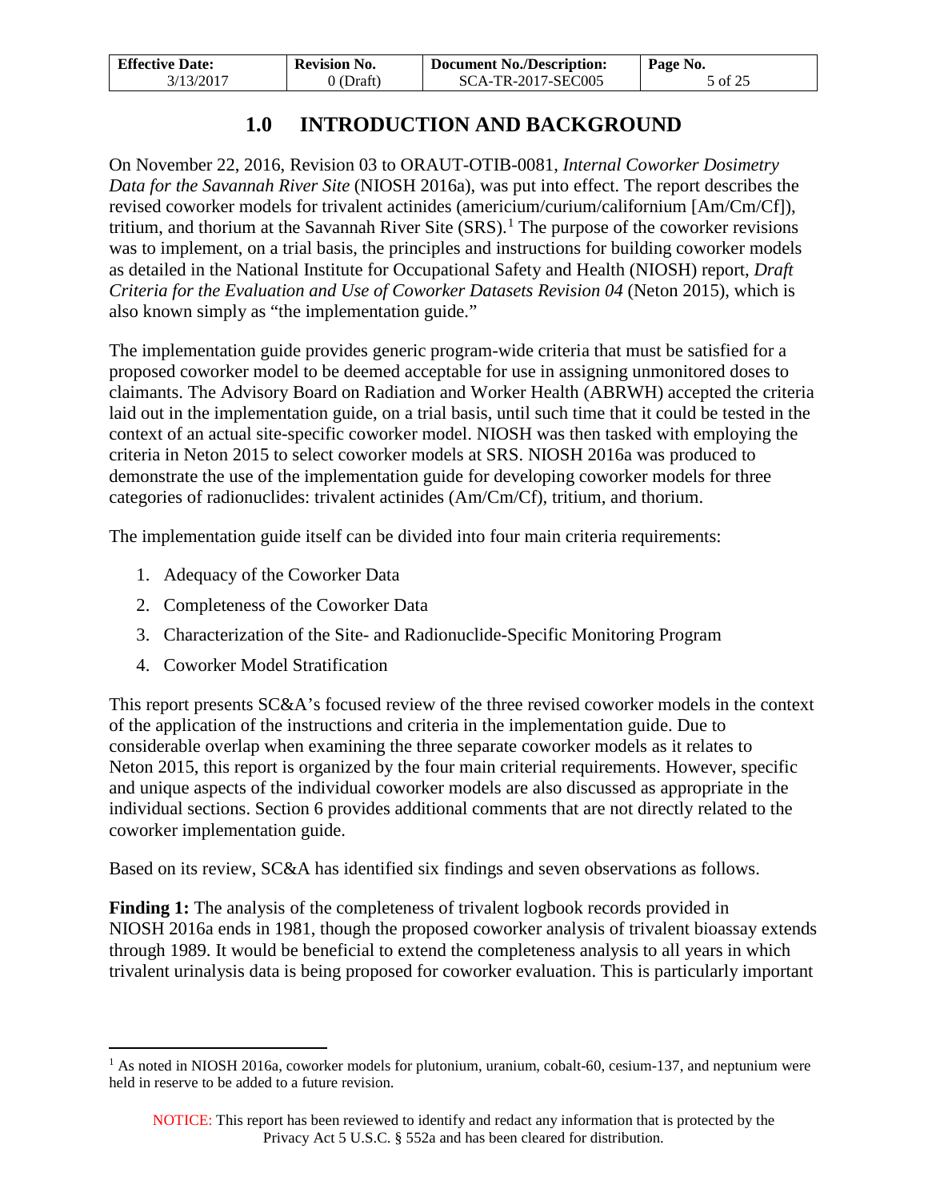# 1.0 INTRODUCTION AND BACKGROUND

On November 22, 2016, Revision 03 to ORAUT-OTIB-0081, *Internal Coworker Dosimetry Data for the Savannah River Site* (NIOSH 2016a), was put into effect. The report describes the revised coworker models for trivalent actinides (americium/curium/californium [Am/Cm/Cf]), tritium, and thorium at the Savannah River Site (SRS).[1] The purpose of the coworker revisions was to implement, on a trial basis, the principles and instructions for building coworker models as detailed in the National Institute for Occupational Safety and Health (NIOSH) report, *Draft Criteria for the Evaluation and Use of Coworker Datasets Revision 04* (Neton 2015), which is also known simply as "the implementation guide."

The implementation guide provides generic program-wide criteria that must be satisfied for a proposed coworker model to be deemed acceptable for use in assigning unmonitored doses to claimants. The Advisory Board on Radiation and Worker Health (ABRWH) accepted the criteria laid out in the implementation guide, on a trial basis, until such time that it could be tested in the context of an actual site-specific coworker model. NIOSH was then tasked with employing the criteria in Neton 2015 to select coworker models at SRS. NIOSH 2016a was produced to demonstrate the use of the implementation guide for developing coworker models for three categories of radionuclides: trivalent actinides (Am/Cm/Cf), tritium, and thorium.

The implementation guide itself can be divided into four main criteria requirements:

1. Adequacy of the Coworker Data
2. Completeness of the Coworker Data
3. Characterization of the Site- and Radionuclide-Specific Monitoring Program
4. Coworker Model Stratification

This report presents SC&A's focused review of the three revised coworker models in the context of the application of the instructions and criteria in the implementation guide. Due to considerable overlap when examining the three separate coworker models as it relates to Neton 2015, this report is organized by the four main criterial requirements. However, specific and unique aspects of the individual coworker models are also discussed as appropriate in the individual sections. Section 6 provides additional comments that are not directly related to the coworker implementation guide.

Based on its review, SC&A has identified six findings and seven observations as follows.

**Finding 1:** The analysis of the completeness of trivalent logbook records provided in NIOSH 2016a ends in 1981, though the proposed coworker analysis of trivalent bioassay extends through 1989. It would be beneficial to extend the completeness analysis to all years in which trivalent urinalysis data is being proposed for coworker evaluation. This is particularly important

[1] As noted in NIOSH 2016a, coworker models for plutonium, uranium, cobalt-60, cesium-137, and neptunium were held in reserve to be added to a future revision.

NOTICE: This report has been reviewed to identify and redact any information that is protected by the Privacy Act 5 U.S.C. § 552a and has been cleared for distribution.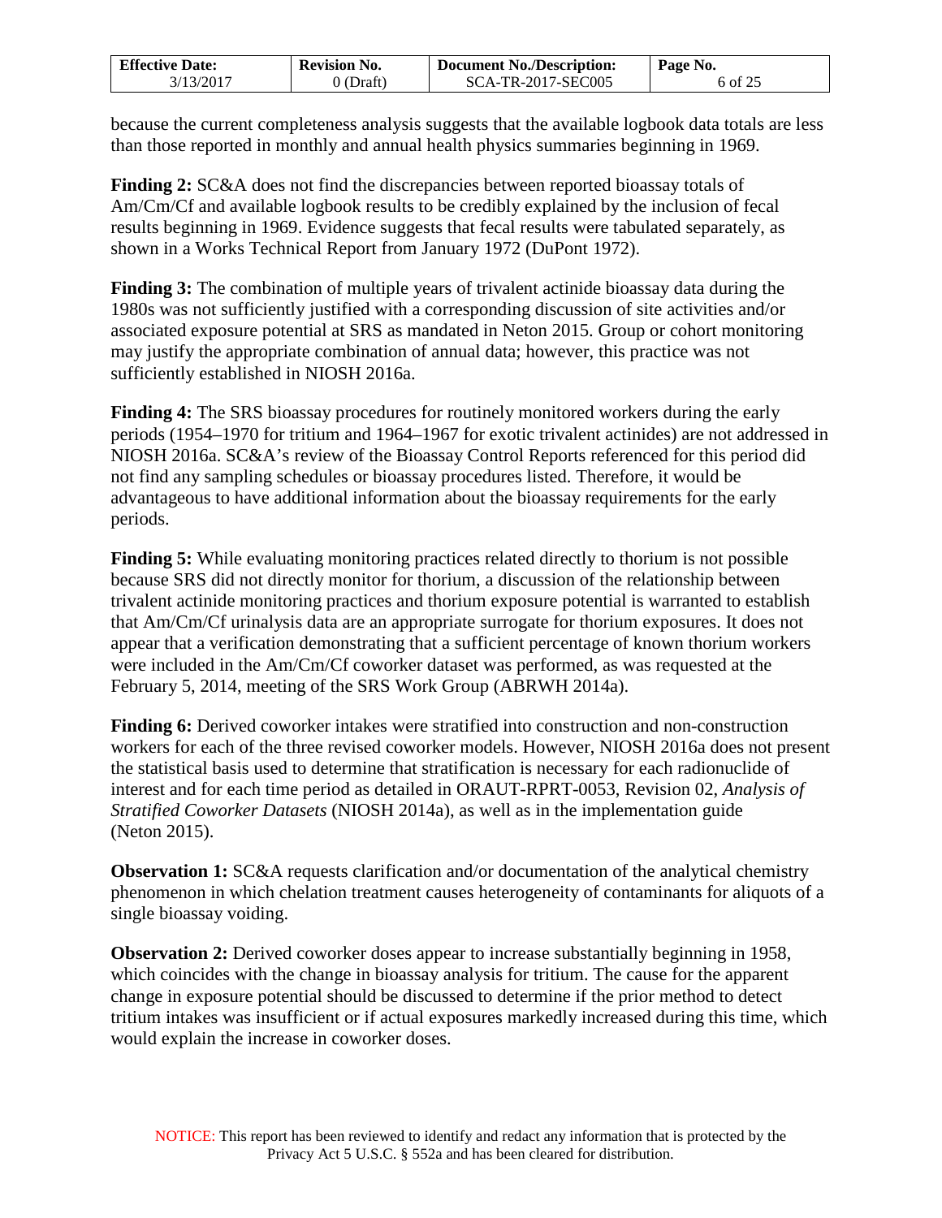because the current completeness analysis suggests that the available logbook data totals are less than those reported in monthly and annual health physics summaries beginning in 1969.

**Finding 2:** SC&A does not find the discrepancies between reported bioassay totals of Am/Cm/Cf and available logbook results to be credibly explained by the inclusion of fecal results beginning in 1969. Evidence suggests that fecal results were tabulated separately, as shown in a Works Technical Report from January 1972 (DuPont 1972).

**Finding 3:** The combination of multiple years of trivalent actinide bioassay data during the 1980s was not sufficiently justified with a corresponding discussion of site activities and/or associated exposure potential at SRS as mandated in Neton 2015. Group or cohort monitoring may justify the appropriate combination of annual data; however, this practice was not sufficiently established in NIOSH 2016a.

**Finding 4:** The SRS bioassay procedures for routinely monitored workers during the early periods (1954–1970 for tritium and 1964–1967 for exotic trivalent actinides) are not addressed in NIOSH 2016a. SC&A's review of the Bioassay Control Reports referenced for this period did not find any sampling schedules or bioassay procedures listed. Therefore, it would be advantageous to have additional information about the bioassay requirements for the early periods.

**Finding 5:** While evaluating monitoring practices related directly to thorium is not possible because SRS did not directly monitor for thorium, a discussion of the relationship between trivalent actinide monitoring practices and thorium exposure potential is warranted to establish that Am/Cm/Cf urinalysis data are an appropriate surrogate for thorium exposures. It does not appear that a verification demonstrating that a sufficient percentage of known thorium workers were included in the Am/Cm/Cf coworker dataset was performed, as was requested at the February 5, 2014, meeting of the SRS Work Group (ABRWH 2014a).

**Finding 6:** Derived coworker intakes were stratified into construction and non-construction workers for each of the three revised coworker models. However, NIOSH 2016a does not present the statistical basis used to determine that stratification is necessary for each radionuclide of interest and for each time period as detailed in ORAUT-RPRT-0053, Revision 02, *Analysis of Stratified Coworker Datasets* (NIOSH 2014a), as well as in the implementation guide (Neton 2015).

**Observation 1:** SC&A requests clarification and/or documentation of the analytical chemistry phenomenon in which chelation treatment causes heterogeneity of contaminants for aliquots of a single bioassay voiding.

**Observation 2:** Derived coworker doses appear to increase substantially beginning in 1958, which coincides with the change in bioassay analysis for tritium. The cause for the apparent change in exposure potential should be discussed to determine if the prior method to detect tritium intakes was insufficient or if actual exposures markedly increased during this time, which would explain the increase in coworker doses.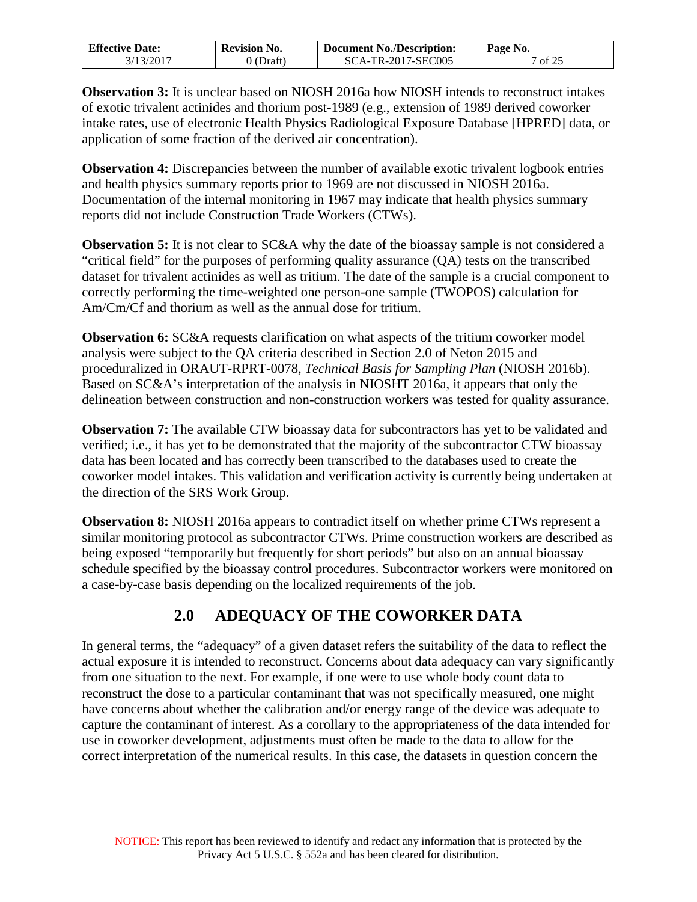**Observation 3:** It is unclear based on NIOSH 2016a how NIOSH intends to reconstruct intakes of exotic trivalent actinides and thorium post-1989 (e.g., extension of 1989 derived coworker intake rates, use of electronic Health Physics Radiological Exposure Database [HPRED] data, or application of some fraction of the derived air concentration).

**Observation 4:** Discrepancies between the number of available exotic trivalent logbook entries and health physics summary reports prior to 1969 are not discussed in NIOSH 2016a. Documentation of the internal monitoring in 1967 may indicate that health physics summary reports did not include Construction Trade Workers (CTWs).

**Observation 5:** It is not clear to SC&A why the date of the bioassay sample is not considered a "critical field" for the purposes of performing quality assurance (QA) tests on the transcribed dataset for trivalent actinides as well as tritium. The date of the sample is a crucial component to correctly performing the time-weighted one person-one sample (TWOPOS) calculation for Am/Cm/Cf and thorium as well as the annual dose for tritium.

**Observation 6:** SC&A requests clarification on what aspects of the tritium coworker model analysis were subject to the QA criteria described in Section 2.0 of Neton 2015 and proceduralized in ORAUT-RPRT-0078, *Technical Basis for Sampling Plan* (NIOSH 2016b). Based on SC&A's interpretation of the analysis in NIOSHT 2016a, it appears that only the delineation between construction and non-construction workers was tested for quality assurance.

**Observation 7:** The available CTW bioassay data for subcontractors has yet to be validated and verified; i.e., it has yet to be demonstrated that the majority of the subcontractor CTW bioassay data has been located and has correctly been transcribed to the databases used to create the coworker model intakes. This validation and verification activity is currently being undertaken at the direction of the SRS Work Group.

**Observation 8:** NIOSH 2016a appears to contradict itself on whether prime CTWs represent a similar monitoring protocol as subcontractor CTWs. Prime construction workers are described as being exposed "temporarily but frequently for short periods" but also on an annual bioassay schedule specified by the bioassay control procedures. Subcontractor workers were monitored on a case-by-case basis depending on the localized requirements of the job.

# 2.0 ADEQUACY OF THE COWORKER DATA

In general terms, the "adequacy" of a given dataset refers the suitability of the data to reflect the actual exposure it is intended to reconstruct. Concerns about data adequacy can vary significantly from one situation to the next. For example, if one were to use whole body count data to reconstruct the dose to a particular contaminant that was not specifically measured, one might have concerns about whether the calibration and/or energy range of the device was adequate to capture the contaminant of interest. As a corollary to the appropriateness of the data intended for use in coworker development, adjustments must often be made to the data to allow for the correct interpretation of the numerical results. In this case, the datasets in question concern the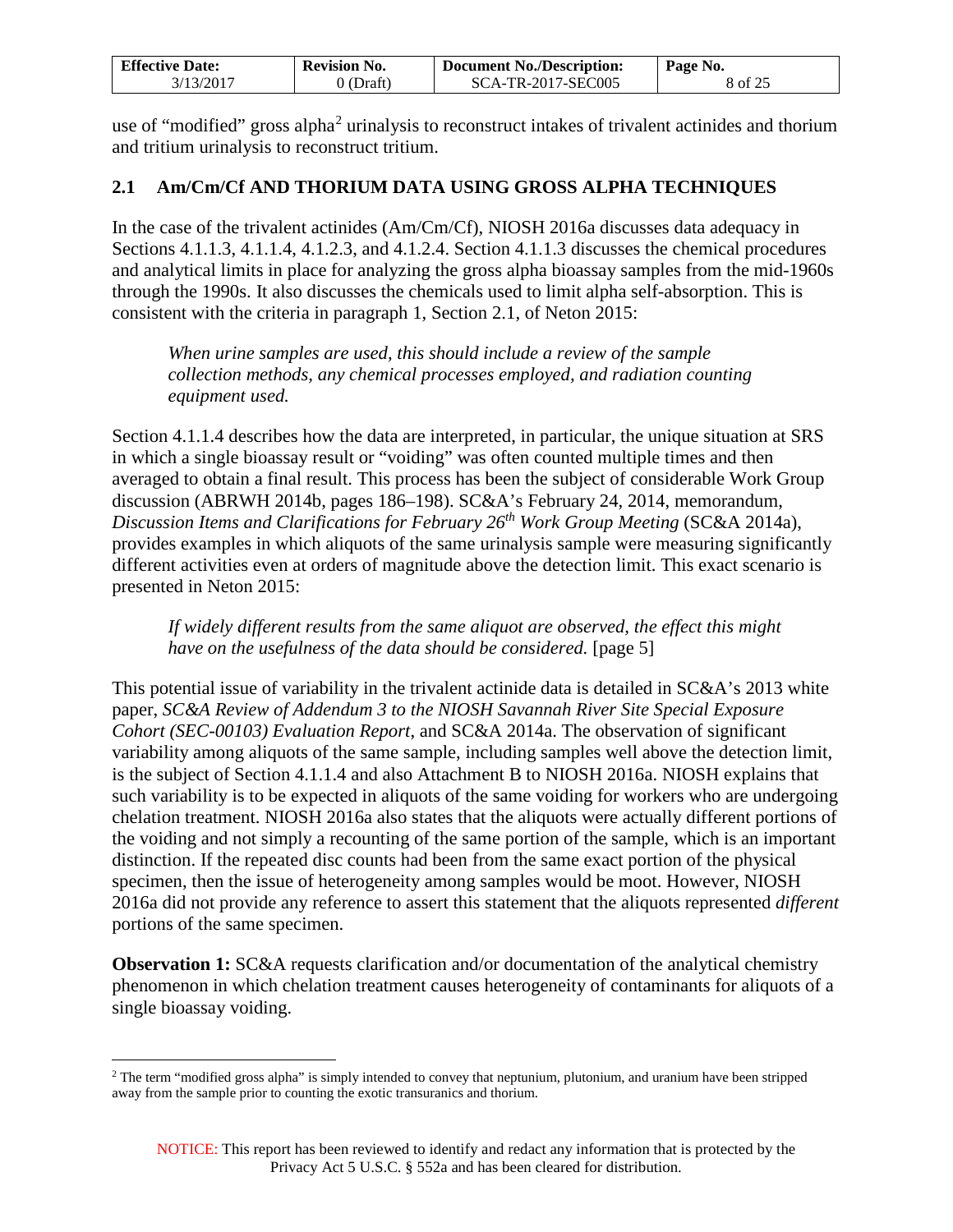use of "modified" gross alpha[2] urinalysis to reconstruct intakes of trivalent actinides and thorium and tritium urinalysis to reconstruct tritium.

## 2.1 Am/Cm/Cf AND THORIUM DATA USING GROSS ALPHA TECHNIQUES

In the case of the trivalent actinides (Am/Cm/Cf), NIOSH 2016a discusses data adequacy in Sections 4.1.1.3, 4.1.1.4, 4.1.2.3, and 4.1.2.4. Section 4.1.1.3 discusses the chemical procedures and analytical limits in place for analyzing the gross alpha bioassay samples from the mid-1960s through the 1990s. It also discusses the chemicals used to limit alpha self-absorption. This is consistent with the criteria in paragraph 1, Section 2.1, of Neton 2015:

> *When urine samples are used, this should include a review of the sample collection methods, any chemical processes employed, and radiation counting equipment used.*

Section 4.1.1.4 describes how the data are interpreted, in particular, the unique situation at SRS in which a single bioassay result or "voiding" was often counted multiple times and then averaged to obtain a final result. This process has been the subject of considerable Work Group discussion (ABRWH 2014b, pages 186–198). SC&A's February 24, 2014, memorandum, *Discussion Items and Clarifications for February 26th Work Group Meeting* (SC&A 2014a), provides examples in which aliquots of the same urinalysis sample were measuring significantly different activities even at orders of magnitude above the detection limit. This exact scenario is presented in Neton 2015:

> *If widely different results from the same aliquot are observed, the effect this might have on the usefulness of the data should be considered.* [page 5]

This potential issue of variability in the trivalent actinide data is detailed in SC&A's 2013 white paper, *SC&A Review of Addendum 3 to the NIOSH Savannah River Site Special Exposure Cohort (SEC-00103) Evaluation Report*, and SC&A 2014a. The observation of significant variability among aliquots of the same sample, including samples well above the detection limit, is the subject of Section 4.1.1.4 and also Attachment B to NIOSH 2016a. NIOSH explains that such variability is to be expected in aliquots of the same voiding for workers who are undergoing chelation treatment. NIOSH 2016a also states that the aliquots were actually different portions of the voiding and not simply a recounting of the same portion of the sample, which is an important distinction. If the repeated disc counts had been from the same exact portion of the physical specimen, then the issue of heterogeneity among samples would be moot. However, NIOSH 2016a did not provide any reference to assert this statement that the aliquots represented *different* portions of the same specimen.

**Observation 1:** SC&A requests clarification and/or documentation of the analytical chemistry phenomenon in which chelation treatment causes heterogeneity of contaminants for aliquots of a single bioassay voiding.

---

[2] The term "modified gross alpha" is simply intended to convey that neptunium, plutonium, and uranium have been stripped away from the sample prior to counting the exotic transuranics and thorium.

NOTICE: This report has been reviewed to identify and redact any information that is protected by the Privacy Act 5 U.S.C. § 552a and has been cleared for distribution.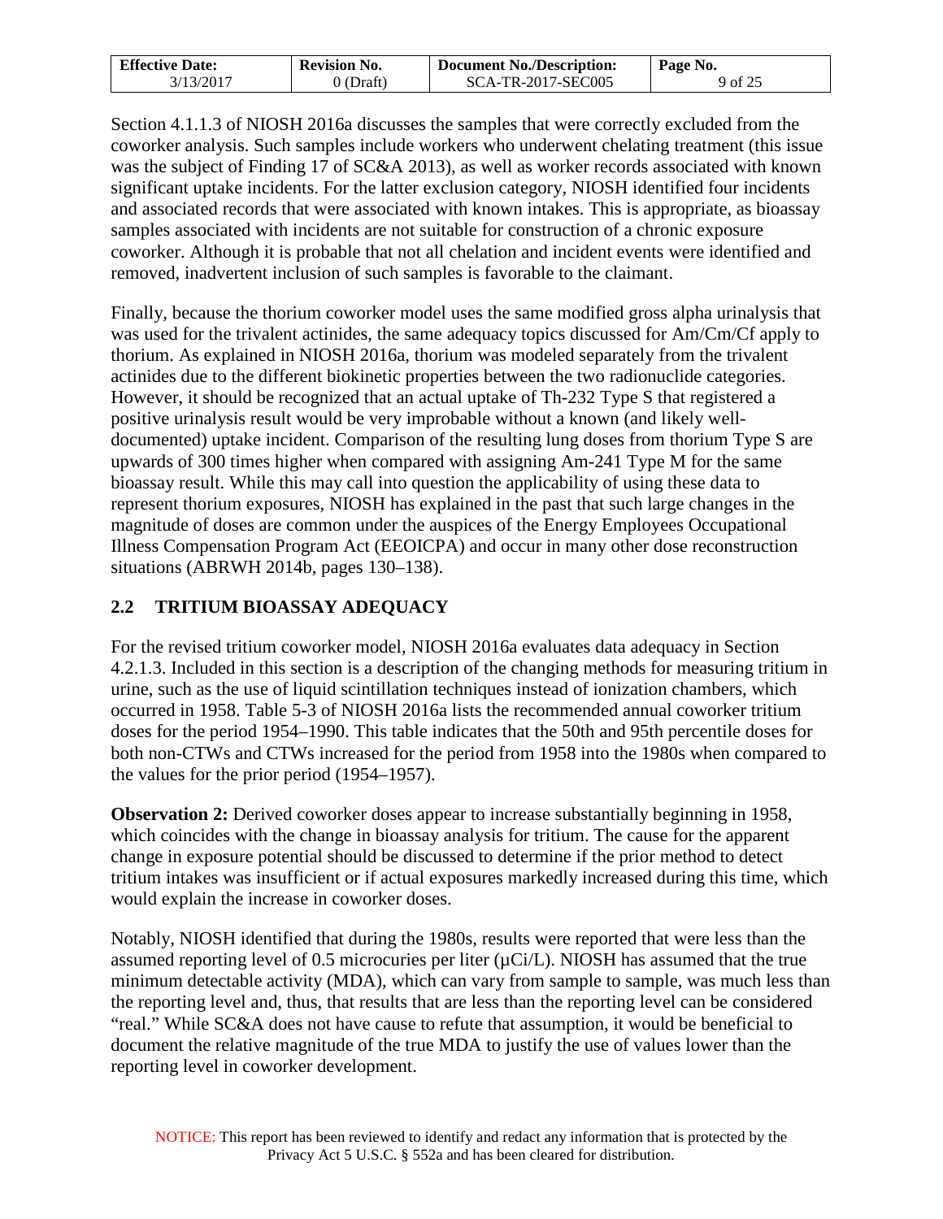Section 4.1.1.3 of NIOSH 2016a discusses the samples that were correctly excluded from the coworker analysis. Such samples include workers who underwent chelating treatment (this issue was the subject of Finding 17 of SC&A 2013), as well as worker records associated with known significant uptake incidents. For the latter exclusion category, NIOSH identified four incidents and associated records that were associated with known intakes. This is appropriate, as bioassay samples associated with incidents are not suitable for construction of a chronic exposure coworker. Although it is probable that not all chelation and incident events were identified and removed, inadvertent inclusion of such samples is favorable to the claimant.

Finally, because the thorium coworker model uses the same modified gross alpha urinalysis that was used for the trivalent actinides, the same adequacy topics discussed for Am/Cm/Cf apply to thorium. As explained in NIOSH 2016a, thorium was modeled separately from the trivalent actinides due to the different biokinetic properties between the two radionuclide categories. However, it should be recognized that an actual uptake of Th-232 Type S that registered a positive urinalysis result would be very improbable without a known (and likely well-documented) uptake incident. Comparison of the resulting lung doses from thorium Type S are upwards of 300 times higher when compared with assigning Am-241 Type M for the same bioassay result. While this may call into question the applicability of using these data to represent thorium exposures, NIOSH has explained in the past that such large changes in the magnitude of doses are common under the auspices of the Energy Employees Occupational Illness Compensation Program Act (EEOICPA) and occur in many other dose reconstruction situations (ABRWH 2014b, pages 130–138).

## 2.2 TRITIUM BIOASSAY ADEQUACY

For the revised tritium coworker model, NIOSH 2016a evaluates data adequacy in Section 4.2.1.3. Included in this section is a description of the changing methods for measuring tritium in urine, such as the use of liquid scintillation techniques instead of ionization chambers, which occurred in 1958. Table 5-3 of NIOSH 2016a lists the recommended annual coworker tritium doses for the period 1954–1990. This table indicates that the 50th and 95th percentile doses for both non-CTWs and CTWs increased for the period from 1958 into the 1980s when compared to the values for the prior period (1954–1957).

**Observation 2:** Derived coworker doses appear to increase substantially beginning in 1958, which coincides with the change in bioassay analysis for tritium. The cause for the apparent change in exposure potential should be discussed to determine if the prior method to detect tritium intakes was insufficient or if actual exposures markedly increased during this time, which would explain the increase in coworker doses.

Notably, NIOSH identified that during the 1980s, results were reported that were less than the assumed reporting level of 0.5 microcuries per liter (µCi/L). NIOSH has assumed that the true minimum detectable activity (MDA), which can vary from sample to sample, was much less than the reporting level and, thus, that results that are less than the reporting level can be considered "real." While SC&A does not have cause to refute that assumption, it would be beneficial to document the relative magnitude of the true MDA to justify the use of values lower than the reporting level in coworker development.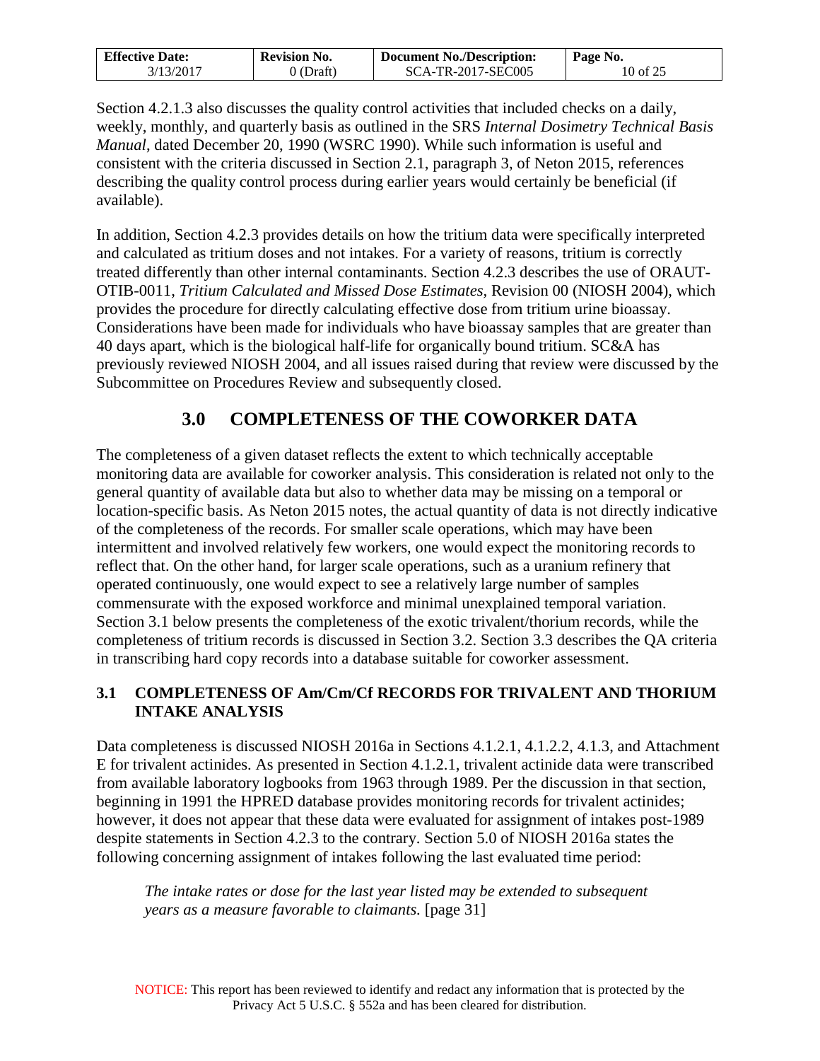Section 4.2.1.3 also discusses the quality control activities that included checks on a daily, weekly, monthly, and quarterly basis as outlined in the SRS *Internal Dosimetry Technical Basis Manual*, dated December 20, 1990 (WSRC 1990). While such information is useful and consistent with the criteria discussed in Section 2.1, paragraph 3, of Neton 2015, references describing the quality control process during earlier years would certainly be beneficial (if available).

In addition, Section 4.2.3 provides details on how the tritium data were specifically interpreted and calculated as tritium doses and not intakes. For a variety of reasons, tritium is correctly treated differently than other internal contaminants. Section 4.2.3 describes the use of ORAUT-OTIB-0011, *Tritium Calculated and Missed Dose Estimates*, Revision 00 (NIOSH 2004), which provides the procedure for directly calculating effective dose from tritium urine bioassay. Considerations have been made for individuals who have bioassay samples that are greater than 40 days apart, which is the biological half-life for organically bound tritium. SC&A has previously reviewed NIOSH 2004, and all issues raised during that review were discussed by the Subcommittee on Procedures Review and subsequently closed.

# 3.0 COMPLETENESS OF THE COWORKER DATA

The completeness of a given dataset reflects the extent to which technically acceptable monitoring data are available for coworker analysis. This consideration is related not only to the general quantity of available data but also to whether data may be missing on a temporal or location-specific basis. As Neton 2015 notes, the actual quantity of data is not directly indicative of the completeness of the records. For smaller scale operations, which may have been intermittent and involved relatively few workers, one would expect the monitoring records to reflect that. On the other hand, for larger scale operations, such as a uranium refinery that operated continuously, one would expect to see a relatively large number of samples commensurate with the exposed workforce and minimal unexplained temporal variation. Section 3.1 below presents the completeness of the exotic trivalent/thorium records, while the completeness of tritium records is discussed in Section 3.2. Section 3.3 describes the QA criteria in transcribing hard copy records into a database suitable for coworker assessment.

## 3.1 COMPLETENESS OF Am/Cm/Cf RECORDS FOR TRIVALENT AND THORIUM INTAKE ANALYSIS

Data completeness is discussed NIOSH 2016a in Sections 4.1.2.1, 4.1.2.2, 4.1.3, and Attachment E for trivalent actinides. As presented in Section 4.1.2.1, trivalent actinide data were transcribed from available laboratory logbooks from 1963 through 1989. Per the discussion in that section, beginning in 1991 the HPRED database provides monitoring records for trivalent actinides; however, it does not appear that these data were evaluated for assignment of intakes post-1989 despite statements in Section 4.2.3 to the contrary. Section 5.0 of NIOSH 2016a states the following concerning assignment of intakes following the last evaluated time period:

> *The intake rates or dose for the last year listed may be extended to subsequent years as a measure favorable to claimants.* [page 31]

NOTICE: This report has been reviewed to identify and redact any information that is protected by the Privacy Act 5 U.S.C. § 552a and has been cleared for distribution.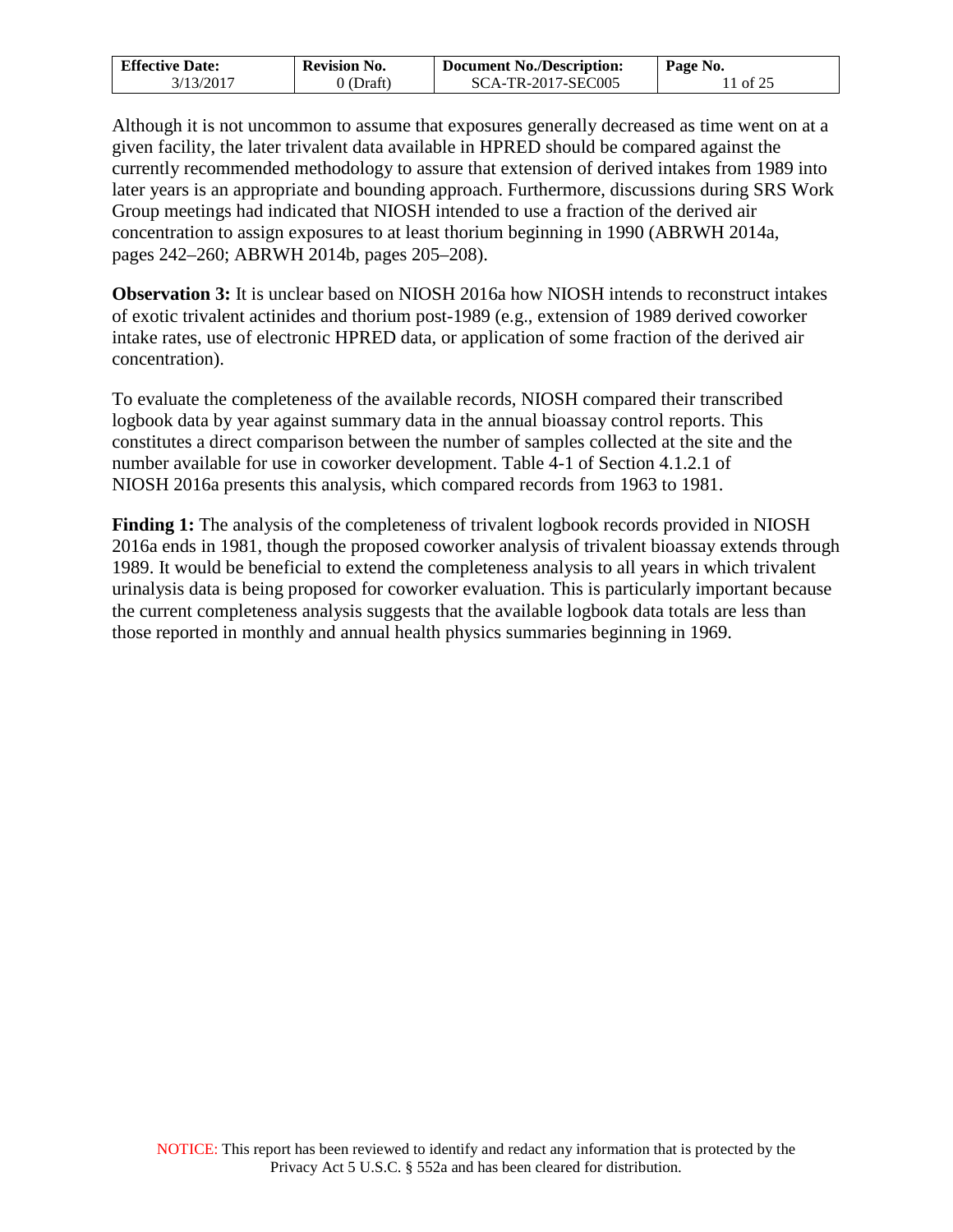Although it is not uncommon to assume that exposures generally decreased as time went on at a given facility, the later trivalent data available in HPRED should be compared against the currently recommended methodology to assure that extension of derived intakes from 1989 into later years is an appropriate and bounding approach. Furthermore, discussions during SRS Work Group meetings had indicated that NIOSH intended to use a fraction of the derived air concentration to assign exposures to at least thorium beginning in 1990 (ABRWH 2014a, pages 242–260; ABRWH 2014b, pages 205–208).

**Observation 3:** It is unclear based on NIOSH 2016a how NIOSH intends to reconstruct intakes of exotic trivalent actinides and thorium post-1989 (e.g., extension of 1989 derived coworker intake rates, use of electronic HPRED data, or application of some fraction of the derived air concentration).

To evaluate the completeness of the available records, NIOSH compared their transcribed logbook data by year against summary data in the annual bioassay control reports. This constitutes a direct comparison between the number of samples collected at the site and the number available for use in coworker development. Table 4-1 of Section 4.1.2.1 of NIOSH 2016a presents this analysis, which compared records from 1963 to 1981.

**Finding 1:** The analysis of the completeness of trivalent logbook records provided in NIOSH 2016a ends in 1981, though the proposed coworker analysis of trivalent bioassay extends through 1989. It would be beneficial to extend the completeness analysis to all years in which trivalent urinalysis data is being proposed for coworker evaluation. This is particularly important because the current completeness analysis suggests that the available logbook data totals are less than those reported in monthly and annual health physics summaries beginning in 1969.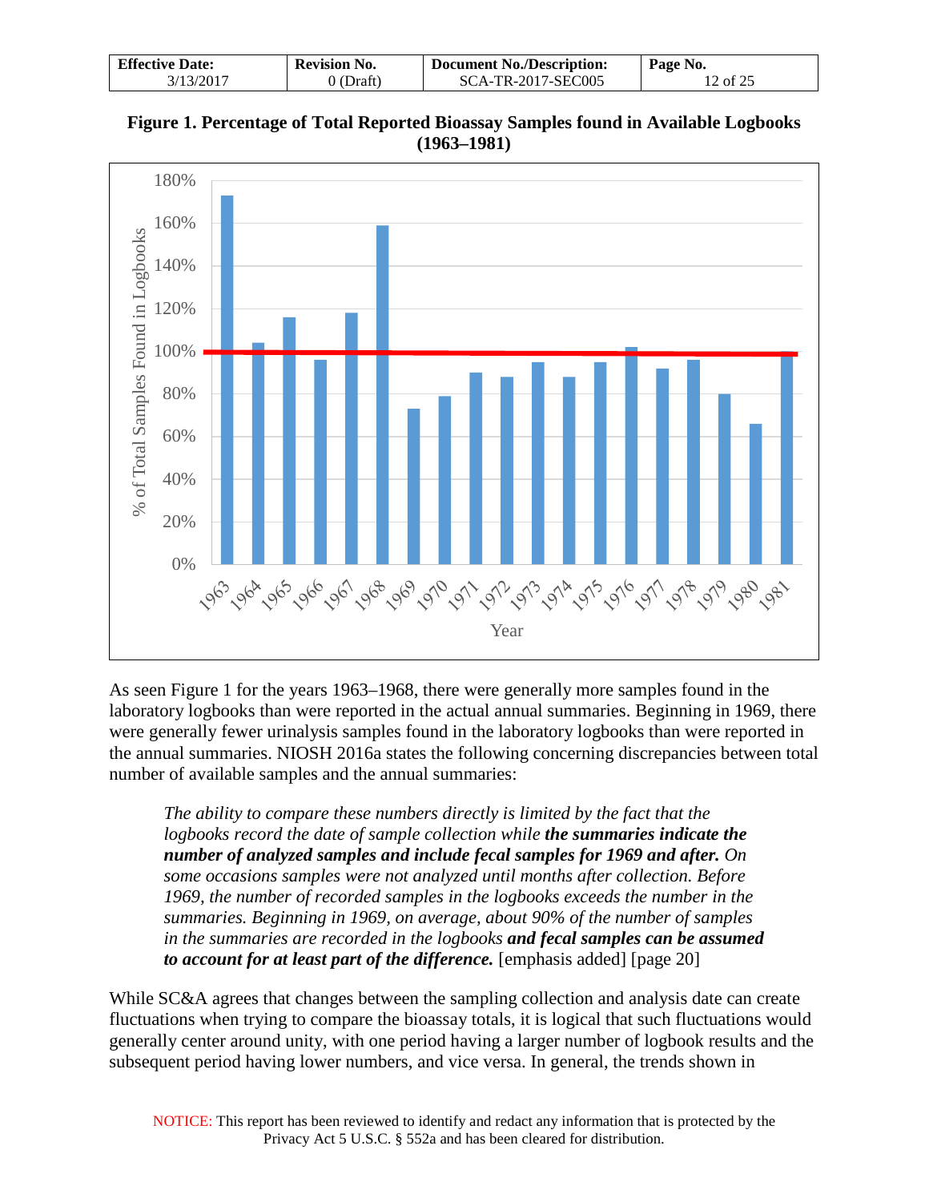**Figure 1. Percentage of Total Reported Bioassay Samples found in Available Logbooks (1963–1981)**

As seen Figure 1 for the years 1963–1968, there were generally more samples found in the laboratory logbooks than were reported in the actual annual summaries. Beginning in 1969, there were generally fewer urinalysis samples found in the laboratory logbooks than were reported in the annual summaries. NIOSH 2016a states the following concerning discrepancies between total number of available samples and the annual summaries:

> *The ability to compare these numbers directly is limited by the fact that the logbooks record the date of sample collection while* ***the summaries indicate the number of analyzed samples and include fecal samples for 1969 and after.*** *On some occasions samples were not analyzed until months after collection. Before 1969, the number of recorded samples in the logbooks exceeds the number in the summaries. Beginning in 1969, on average, about 90% of the number of samples in the summaries are recorded in the logbooks* ***and fecal samples can be assumed to account for at least part of the difference.*** [emphasis added] [page 20]

While SC&A agrees that changes between the sampling collection and analysis date can create fluctuations when trying to compare the bioassay totals, it is logical that such fluctuations would generally center around unity, with one period having a larger number of logbook results and the subsequent period having lower numbers, and vice versa. In general, the trends shown in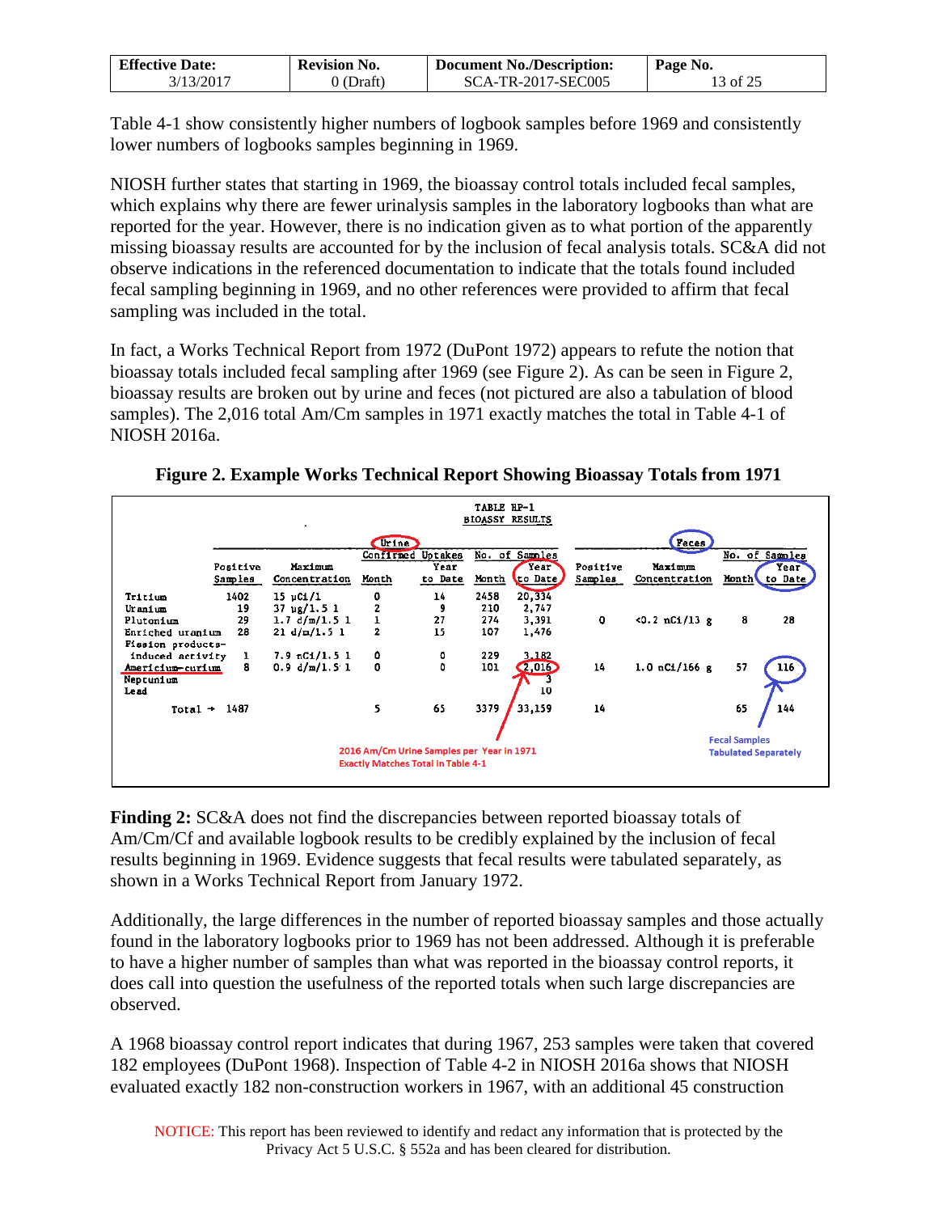Table 4-1 show consistently higher numbers of logbook samples before 1969 and consistently lower numbers of logbooks samples beginning in 1969.

NIOSH further states that starting in 1969, the bioassay control totals included fecal samples, which explains why there are fewer urinalysis samples in the laboratory logbooks than what are reported for the year. However, there is no indication given as to what portion of the apparently missing bioassay results are accounted for by the inclusion of fecal analysis totals. SC&A did not observe indications in the referenced documentation to indicate that the totals found included fecal sampling beginning in 1969, and no other references were provided to affirm that fecal sampling was included in the total.

In fact, a Works Technical Report from 1972 (DuPont 1972) appears to refute the notion that bioassay totals included fecal sampling after 1969 (see Figure 2). As can be seen in Figure 2, bioassay results are broken out by urine and feces (not pictured are also a tabulation of blood samples). The 2,016 total Am/Cm samples in 1971 exactly matches the total in Table 4-1 of NIOSH 2016a.

**Figure 2. Example Works Technical Report Showing Bioassay Totals from 1971**

TABLE HP-1
BIOASSY RESULTS

| | Urine | | | | | | Feces | | | |
|---|---|---|---|---|---|---|---|---|---|---|
| | | | Confirmed Uptakes | | No. of Samples | | | | No. of Samples | |
| | Positive Samples | Maximum Concentration | Month | Year to Date | Month | Year to Date | Positive Samples | Maximum Concentration | Month | Year to Date |
| Tritium | 1402 | 15 µCi/l | 0 | 14 | 2458 | 20,334 | | | | |
| Uranium | 19 | 37 µg/1.5 l | 2 | 9 | 210 | 2,747 | | | | |
| Plutonium | 29 | 1.7 d/m/1.5 l | 1 | 27 | 274 | 3,391 | 0 | <0.2 nCi/13 g | 8 | 28 |
| Enriched uranium | 28 | 21 d/m/1.5 l | 2 | 15 | 107 | 1,476 | | | | |
| Fission products-induced activity | 1 | 7.9 nCi/1.5 l | 0 | 0 | 229 | 3,182 | | | | |
| Americium-curium | 8 | 0.9 d/m/1.5 l | 0 | 0 | 101 | 2,016 | 14 | 1.0 nCi/166 g | 57 | 116 |
| Neptunium | | | | | | 3 | | | | |
| Lead | | | | | | 10 | | | | |
| Total → | 1487 | | 5 | 65 | 3379 | 33,159 | 14 | | 65 | 144 |

2016 Am/Cm Urine Samples per Year in 1971 Exactly Matches Total in Table 4-1

Fecal Samples Tabulated Separately

**Finding 2:** SC&A does not find the discrepancies between reported bioassay totals of Am/Cm/Cf and available logbook results to be credibly explained by the inclusion of fecal results beginning in 1969. Evidence suggests that fecal results were tabulated separately, as shown in a Works Technical Report from January 1972.

Additionally, the large differences in the number of reported bioassay samples and those actually found in the laboratory logbooks prior to 1969 has not been addressed. Although it is preferable to have a higher number of samples than what was reported in the bioassay control reports, it does call into question the usefulness of the reported totals when such large discrepancies are observed.

A 1968 bioassay control report indicates that during 1967, 253 samples were taken that covered 182 employees (DuPont 1968). Inspection of Table 4-2 in NIOSH 2016a shows that NIOSH evaluated exactly 182 non-construction workers in 1967, with an additional 45 construction

NOTICE: This report has been reviewed to identify and redact any information that is protected by the Privacy Act 5 U.S.C. § 552a and has been cleared for distribution.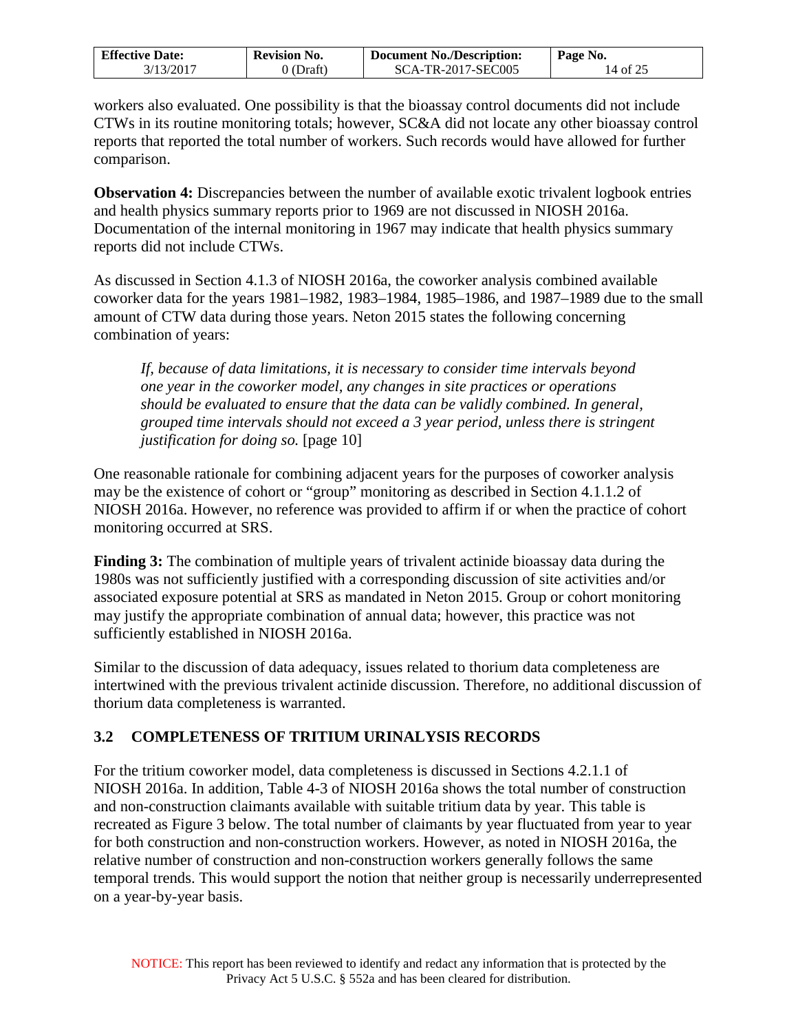workers also evaluated. One possibility is that the bioassay control documents did not include CTWs in its routine monitoring totals; however, SC&A did not locate any other bioassay control reports that reported the total number of workers. Such records would have allowed for further comparison.

**Observation 4:** Discrepancies between the number of available exotic trivalent logbook entries and health physics summary reports prior to 1969 are not discussed in NIOSH 2016a. Documentation of the internal monitoring in 1967 may indicate that health physics summary reports did not include CTWs.

As discussed in Section 4.1.3 of NIOSH 2016a, the coworker analysis combined available coworker data for the years 1981–1982, 1983–1984, 1985–1986, and 1987–1989 due to the small amount of CTW data during those years. Neton 2015 states the following concerning combination of years:

> *If, because of data limitations, it is necessary to consider time intervals beyond one year in the coworker model, any changes in site practices or operations should be evaluated to ensure that the data can be validly combined. In general, grouped time intervals should not exceed a 3 year period, unless there is stringent justification for doing so.* [page 10]

One reasonable rationale for combining adjacent years for the purposes of coworker analysis may be the existence of cohort or "group" monitoring as described in Section 4.1.1.2 of NIOSH 2016a. However, no reference was provided to affirm if or when the practice of cohort monitoring occurred at SRS.

**Finding 3:** The combination of multiple years of trivalent actinide bioassay data during the 1980s was not sufficiently justified with a corresponding discussion of site activities and/or associated exposure potential at SRS as mandated in Neton 2015. Group or cohort monitoring may justify the appropriate combination of annual data; however, this practice was not sufficiently established in NIOSH 2016a.

Similar to the discussion of data adequacy, issues related to thorium data completeness are intertwined with the previous trivalent actinide discussion. Therefore, no additional discussion of thorium data completeness is warranted.

## 3.2 COMPLETENESS OF TRITIUM URINALYSIS RECORDS

For the tritium coworker model, data completeness is discussed in Sections 4.2.1.1 of NIOSH 2016a. In addition, Table 4-3 of NIOSH 2016a shows the total number of construction and non-construction claimants available with suitable tritium data by year. This table is recreated as Figure 3 below. The total number of claimants by year fluctuated from year to year for both construction and non-construction workers. However, as noted in NIOSH 2016a, the relative number of construction and non-construction workers generally follows the same temporal trends. This would support the notion that neither group is necessarily underrepresented on a year-by-year basis.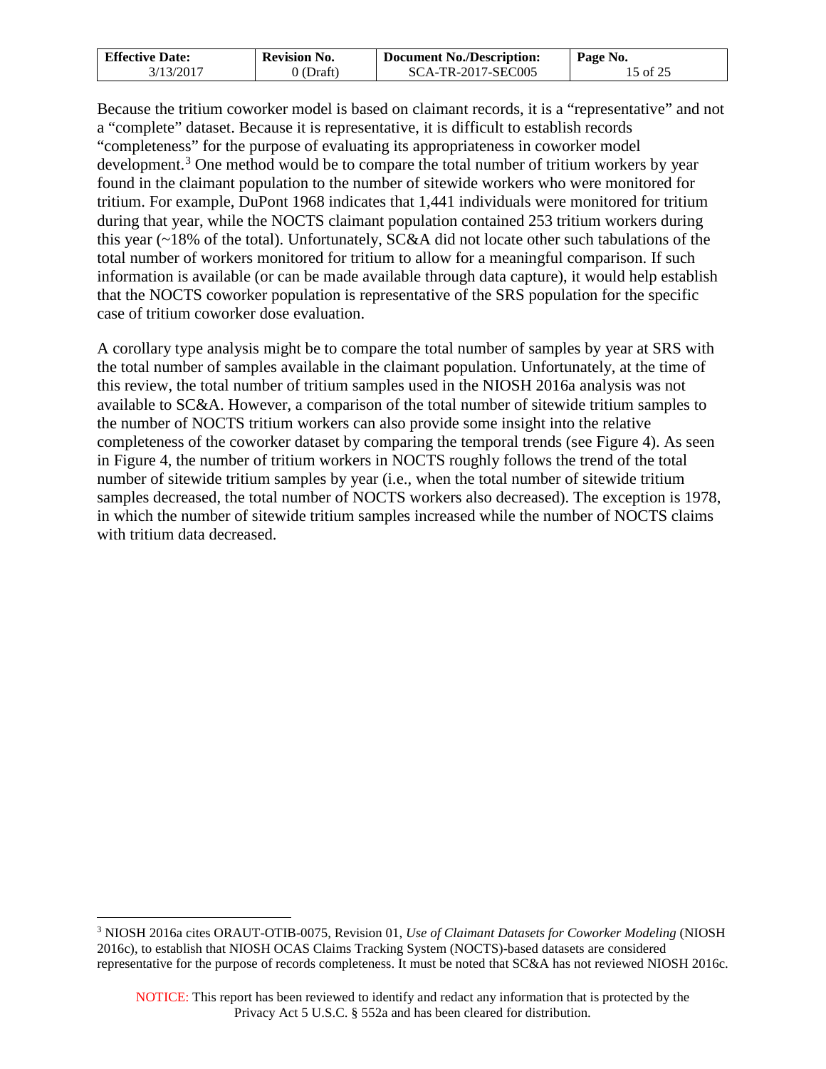Because the tritium coworker model is based on claimant records, it is a "representative" and not a "complete" dataset. Because it is representative, it is difficult to establish records "completeness" for the purpose of evaluating its appropriateness in coworker model development.[3] One method would be to compare the total number of tritium workers by year found in the claimant population to the number of sitewide workers who were monitored for tritium. For example, DuPont 1968 indicates that 1,441 individuals were monitored for tritium during that year, while the NOCTS claimant population contained 253 tritium workers during this year (~18% of the total). Unfortunately, SC&A did not locate other such tabulations of the total number of workers monitored for tritium to allow for a meaningful comparison. If such information is available (or can be made available through data capture), it would help establish that the NOCTS coworker population is representative of the SRS population for the specific case of tritium coworker dose evaluation.

A corollary type analysis might be to compare the total number of samples by year at SRS with the total number of samples available in the claimant population. Unfortunately, at the time of this review, the total number of tritium samples used in the NIOSH 2016a analysis was not available to SC&A. However, a comparison of the total number of sitewide tritium samples to the number of NOCTS tritium workers can also provide some insight into the relative completeness of the coworker dataset by comparing the temporal trends (see Figure 4). As seen in Figure 4, the number of tritium workers in NOCTS roughly follows the trend of the total number of sitewide tritium samples by year (i.e., when the total number of sitewide tritium samples decreased, the total number of NOCTS workers also decreased). The exception is 1978, in which the number of sitewide tritium samples increased while the number of NOCTS claims with tritium data decreased.

[3] NIOSH 2016a cites ORAUT-OTIB-0075, Revision 01, *Use of Claimant Datasets for Coworker Modeling* (NIOSH 2016c), to establish that NIOSH OCAS Claims Tracking System (NOCTS)-based datasets are considered representative for the purpose of records completeness. It must be noted that SC&A has not reviewed NIOSH 2016c.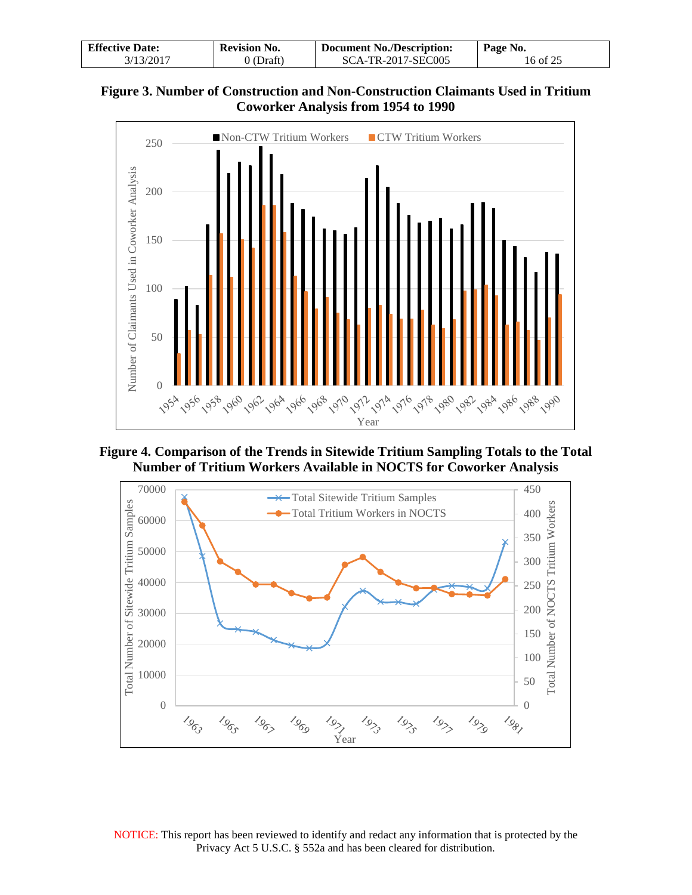**Figure 3. Number of Construction and Non-Construction Claimants Used in Tritium Coworker Analysis from 1954 to 1990**

**Figure 4. Comparison of the Trends in Sitewide Tritium Sampling Totals to the Total Number of Tritium Workers Available in NOCTS for Coworker Analysis**

NOTICE: This report has been reviewed to identify and redact any information that is protected by the Privacy Act 5 U.S.C. § 552a and has been cleared for distribution.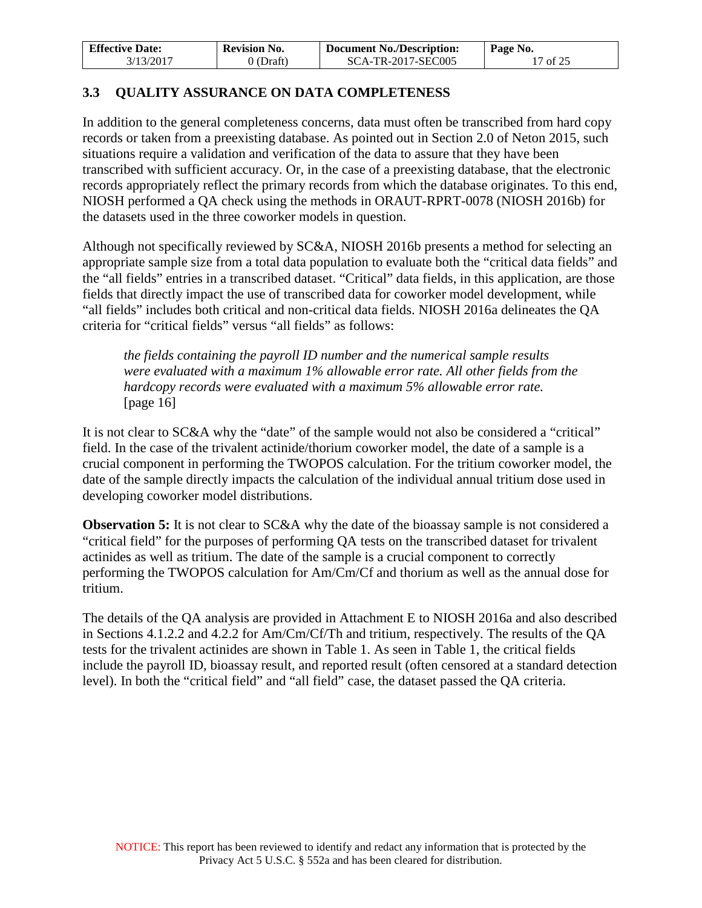## 3.3 QUALITY ASSURANCE ON DATA COMPLETENESS

In addition to the general completeness concerns, data must often be transcribed from hard copy records or taken from a preexisting database. As pointed out in Section 2.0 of Neton 2015, such situations require a validation and verification of the data to assure that they have been transcribed with sufficient accuracy. Or, in the case of a preexisting database, that the electronic records appropriately reflect the primary records from which the database originates. To this end, NIOSH performed a QA check using the methods in ORAUT-RPRT-0078 (NIOSH 2016b) for the datasets used in the three coworker models in question.

Although not specifically reviewed by SC&A, NIOSH 2016b presents a method for selecting an appropriate sample size from a total data population to evaluate both the "critical data fields" and the "all fields" entries in a transcribed dataset. "Critical" data fields, in this application, are those fields that directly impact the use of transcribed data for coworker model development, while "all fields" includes both critical and non-critical data fields. NIOSH 2016a delineates the QA criteria for "critical fields" versus "all fields" as follows:

> *the fields containing the payroll ID number and the numerical sample results were evaluated with a maximum 1% allowable error rate. All other fields from the hardcopy records were evaluated with a maximum 5% allowable error rate.* [page 16]

It is not clear to SC&A why the "date" of the sample would not also be considered a "critical" field. In the case of the trivalent actinide/thorium coworker model, the date of a sample is a crucial component in performing the TWOPOS calculation. For the tritium coworker model, the date of the sample directly impacts the calculation of the individual annual tritium dose used in developing coworker model distributions.

**Observation 5:** It is not clear to SC&A why the date of the bioassay sample is not considered a "critical field" for the purposes of performing QA tests on the transcribed dataset for trivalent actinides as well as tritium. The date of the sample is a crucial component to correctly performing the TWOPOS calculation for Am/Cm/Cf and thorium as well as the annual dose for tritium.

The details of the QA analysis are provided in Attachment E to NIOSH 2016a and also described in Sections 4.1.2.2 and 4.2.2 for Am/Cm/Cf/Th and tritium, respectively. The results of the QA tests for the trivalent actinides are shown in Table 1. As seen in Table 1, the critical fields include the payroll ID, bioassay result, and reported result (often censored at a standard detection level). In both the "critical field" and "all field" case, the dataset passed the QA criteria.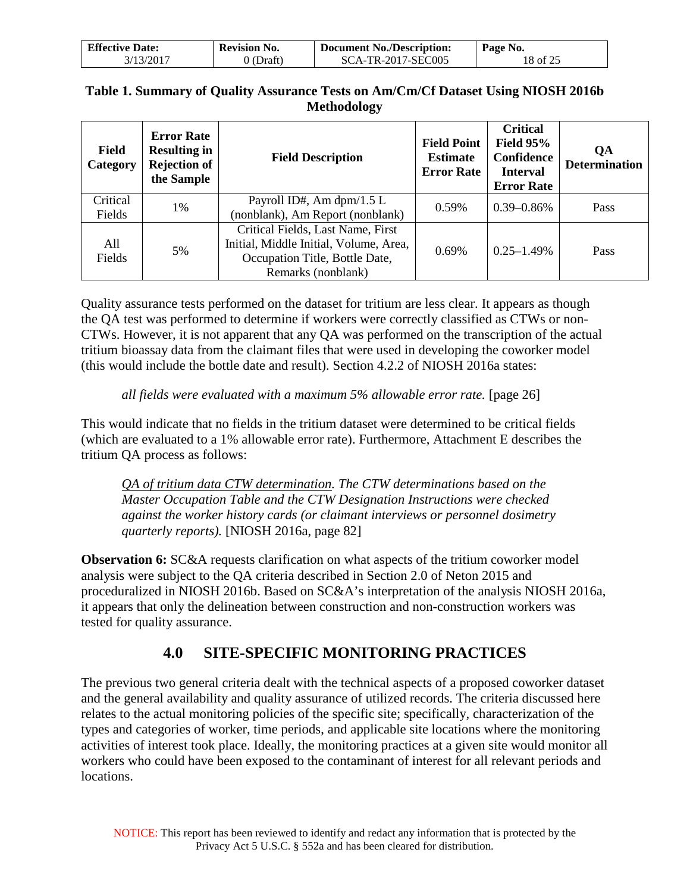**Table 1. Summary of Quality Assurance Tests on Am/Cm/Cf Dataset Using NIOSH 2016b Methodology**

| Field Category | Error Rate Resulting in Rejection of the Sample | Field Description | Field Point Estimate Error Rate | Critical Field 95% Confidence Interval Error Rate | QA Determination |
|---|---|---|---|---|---|
| Critical Fields | 1% | Payroll ID#, Am dpm/1.5 L (nonblank), Am Report (nonblank) | 0.59% | 0.39–0.86% | Pass |
| All Fields | 5% | Critical Fields, Last Name, First Initial, Middle Initial, Volume, Area, Occupation Title, Bottle Date, Remarks (nonblank) | 0.69% | 0.25–1.49% | Pass |

Quality assurance tests performed on the dataset for tritium are less clear. It appears as though the QA test was performed to determine if workers were correctly classified as CTWs or non-CTWs. However, it is not apparent that any QA was performed on the transcription of the actual tritium bioassay data from the claimant files that were used in developing the coworker model (this would include the bottle date and result). Section 4.2.2 of NIOSH 2016a states:

> *all fields were evaluated with a maximum 5% allowable error rate.* [page 26]

This would indicate that no fields in the tritium dataset were determined to be critical fields (which are evaluated to a 1% allowable error rate). Furthermore, Attachment E describes the tritium QA process as follows:

> *QA of tritium data CTW determination. The CTW determinations based on the Master Occupation Table and the CTW Designation Instructions were checked against the worker history cards (or claimant interviews or personnel dosimetry quarterly reports).* [NIOSH 2016a, page 82]

**Observation 6:** SC&A requests clarification on what aspects of the tritium coworker model analysis were subject to the QA criteria described in Section 2.0 of Neton 2015 and proceduralized in NIOSH 2016b. Based on SC&A's interpretation of the analysis NIOSH 2016a, it appears that only the delineation between construction and non-construction workers was tested for quality assurance.

## 4.0 SITE-SPECIFIC MONITORING PRACTICES

The previous two general criteria dealt with the technical aspects of a proposed coworker dataset and the general availability and quality assurance of utilized records. The criteria discussed here relates to the actual monitoring policies of the specific site; specifically, characterization of the types and categories of worker, time periods, and applicable site locations where the monitoring activities of interest took place. Ideally, the monitoring practices at a given site would monitor all workers who could have been exposed to the contaminant of interest for all relevant periods and locations.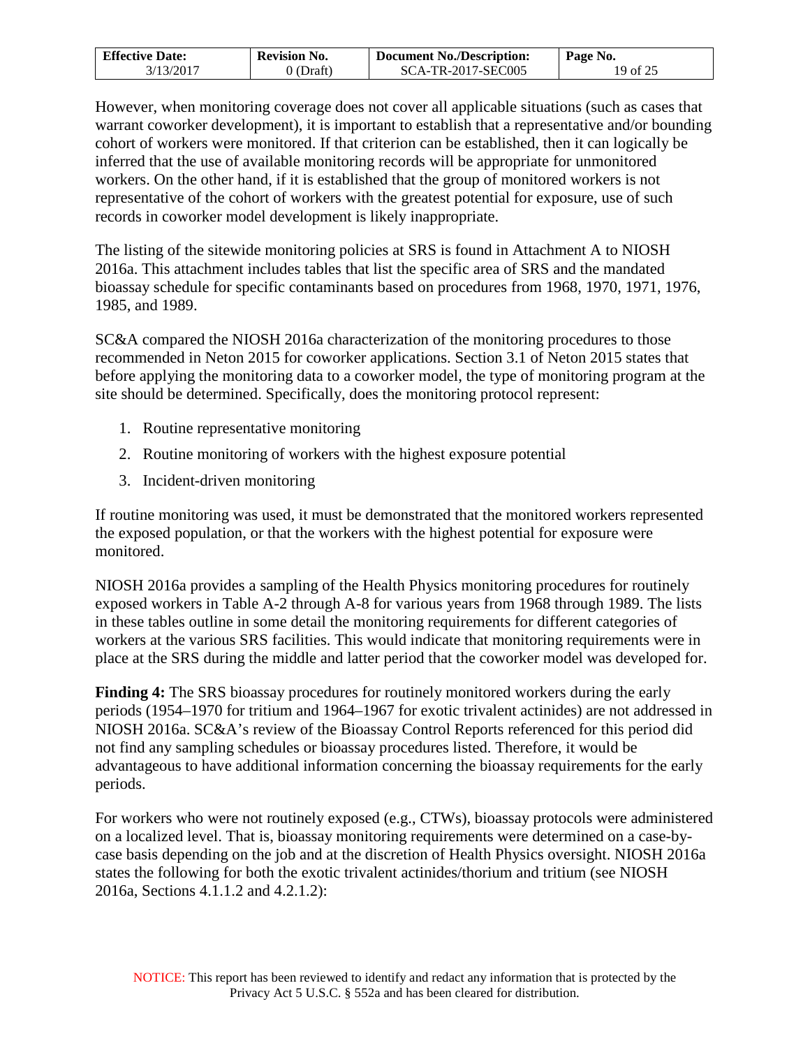However, when monitoring coverage does not cover all applicable situations (such as cases that warrant coworker development), it is important to establish that a representative and/or bounding cohort of workers were monitored. If that criterion can be established, then it can logically be inferred that the use of available monitoring records will be appropriate for unmonitored workers. On the other hand, if it is established that the group of monitored workers is not representative of the cohort of workers with the greatest potential for exposure, use of such records in coworker model development is likely inappropriate.

The listing of the sitewide monitoring policies at SRS is found in Attachment A to NIOSH 2016a. This attachment includes tables that list the specific area of SRS and the mandated bioassay schedule for specific contaminants based on procedures from 1968, 1970, 1971, 1976, 1985, and 1989.

SC&A compared the NIOSH 2016a characterization of the monitoring procedures to those recommended in Neton 2015 for coworker applications. Section 3.1 of Neton 2015 states that before applying the monitoring data to a coworker model, the type of monitoring program at the site should be determined. Specifically, does the monitoring protocol represent:

1. Routine representative monitoring
2. Routine monitoring of workers with the highest exposure potential
3. Incident-driven monitoring

If routine monitoring was used, it must be demonstrated that the monitored workers represented the exposed population, or that the workers with the highest potential for exposure were monitored.

NIOSH 2016a provides a sampling of the Health Physics monitoring procedures for routinely exposed workers in Table A-2 through A-8 for various years from 1968 through 1989. The lists in these tables outline in some detail the monitoring requirements for different categories of workers at the various SRS facilities. This would indicate that monitoring requirements were in place at the SRS during the middle and latter period that the coworker model was developed for.

**Finding 4:** The SRS bioassay procedures for routinely monitored workers during the early periods (1954–1970 for tritium and 1964–1967 for exotic trivalent actinides) are not addressed in NIOSH 2016a. SC&A's review of the Bioassay Control Reports referenced for this period did not find any sampling schedules or bioassay procedures listed. Therefore, it would be advantageous to have additional information concerning the bioassay requirements for the early periods.

For workers who were not routinely exposed (e.g., CTWs), bioassay protocols were administered on a localized level. That is, bioassay monitoring requirements were determined on a case-by-case basis depending on the job and at the discretion of Health Physics oversight. NIOSH 2016a states the following for both the exotic trivalent actinides/thorium and tritium (see NIOSH 2016a, Sections 4.1.1.2 and 4.2.1.2):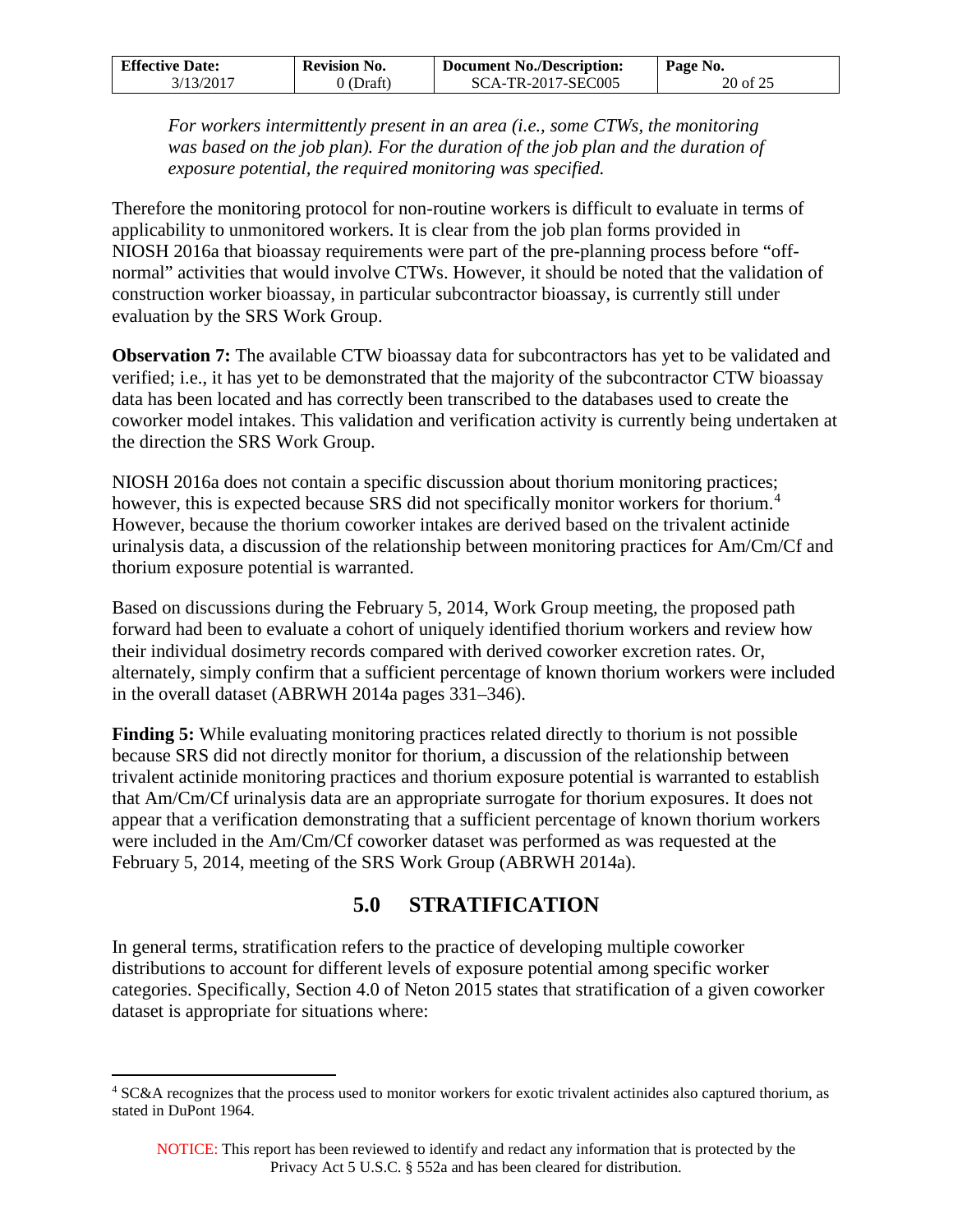*For workers intermittently present in an area (i.e., some CTWs, the monitoring was based on the job plan). For the duration of the job plan and the duration of exposure potential, the required monitoring was specified.*

Therefore the monitoring protocol for non-routine workers is difficult to evaluate in terms of applicability to unmonitored workers. It is clear from the job plan forms provided in NIOSH 2016a that bioassay requirements were part of the pre-planning process before "off-normal" activities that would involve CTWs. However, it should be noted that the validation of construction worker bioassay, in particular subcontractor bioassay, is currently still under evaluation by the SRS Work Group.

**Observation 7:** The available CTW bioassay data for subcontractors has yet to be validated and verified; i.e., it has yet to be demonstrated that the majority of the subcontractor CTW bioassay data has been located and has correctly been transcribed to the databases used to create the coworker model intakes. This validation and verification activity is currently being undertaken at the direction the SRS Work Group.

NIOSH 2016a does not contain a specific discussion about thorium monitoring practices; however, this is expected because SRS did not specifically monitor workers for thorium.[4] However, because the thorium coworker intakes are derived based on the trivalent actinide urinalysis data, a discussion of the relationship between monitoring practices for Am/Cm/Cf and thorium exposure potential is warranted.

Based on discussions during the February 5, 2014, Work Group meeting, the proposed path forward had been to evaluate a cohort of uniquely identified thorium workers and review how their individual dosimetry records compared with derived coworker excretion rates. Or, alternately, simply confirm that a sufficient percentage of known thorium workers were included in the overall dataset (ABRWH 2014a pages 331–346).

**Finding 5:** While evaluating monitoring practices related directly to thorium is not possible because SRS did not directly monitor for thorium, a discussion of the relationship between trivalent actinide monitoring practices and thorium exposure potential is warranted to establish that Am/Cm/Cf urinalysis data are an appropriate surrogate for thorium exposures. It does not appear that a verification demonstrating that a sufficient percentage of known thorium workers were included in the Am/Cm/Cf coworker dataset was performed as was requested at the February 5, 2014, meeting of the SRS Work Group (ABRWH 2014a).

# 5.0 STRATIFICATION

In general terms, stratification refers to the practice of developing multiple coworker distributions to account for different levels of exposure potential among specific worker categories. Specifically, Section 4.0 of Neton 2015 states that stratification of a given coworker dataset is appropriate for situations where:

[4] SC&A recognizes that the process used to monitor workers for exotic trivalent actinides also captured thorium, as stated in DuPont 1964.

NOTICE: This report has been reviewed to identify and redact any information that is protected by the Privacy Act 5 U.S.C. § 552a and has been cleared for distribution.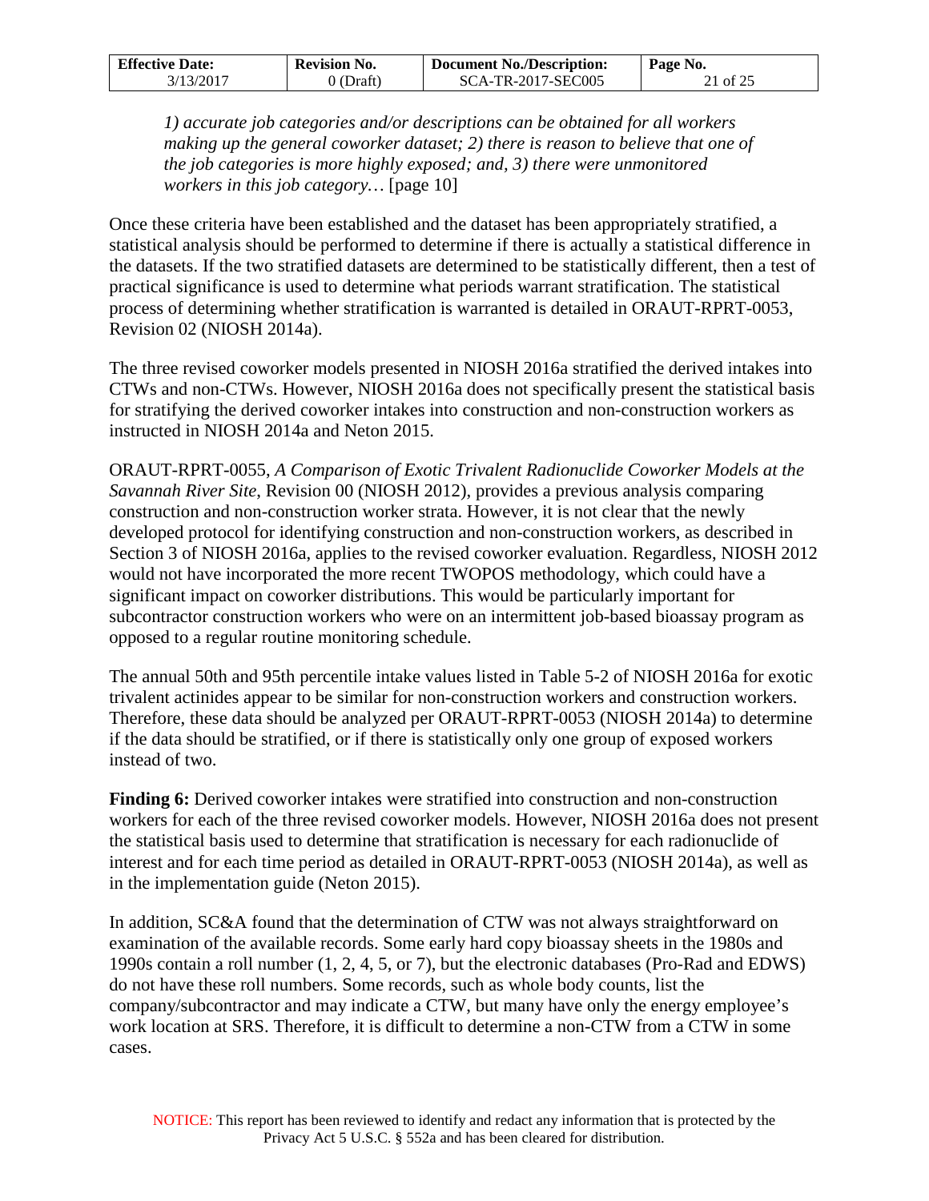*1) accurate job categories and/or descriptions can be obtained for all workers making up the general coworker dataset; 2) there is reason to believe that one of the job categories is more highly exposed; and, 3) there were unmonitored workers in this job category…* [page 10]

Once these criteria have been established and the dataset has been appropriately stratified, a statistical analysis should be performed to determine if there is actually a statistical difference in the datasets. If the two stratified datasets are determined to be statistically different, then a test of practical significance is used to determine what periods warrant stratification. The statistical process of determining whether stratification is warranted is detailed in ORAUT-RPRT-0053, Revision 02 (NIOSH 2014a).

The three revised coworker models presented in NIOSH 2016a stratified the derived intakes into CTWs and non-CTWs. However, NIOSH 2016a does not specifically present the statistical basis for stratifying the derived coworker intakes into construction and non-construction workers as instructed in NIOSH 2014a and Neton 2015.

ORAUT-RPRT-0055, *A Comparison of Exotic Trivalent Radionuclide Coworker Models at the Savannah River Site*, Revision 00 (NIOSH 2012), provides a previous analysis comparing construction and non-construction worker strata. However, it is not clear that the newly developed protocol for identifying construction and non-construction workers, as described in Section 3 of NIOSH 2016a, applies to the revised coworker evaluation. Regardless, NIOSH 2012 would not have incorporated the more recent TWOPOS methodology, which could have a significant impact on coworker distributions. This would be particularly important for subcontractor construction workers who were on an intermittent job-based bioassay program as opposed to a regular routine monitoring schedule.

The annual 50th and 95th percentile intake values listed in Table 5-2 of NIOSH 2016a for exotic trivalent actinides appear to be similar for non-construction workers and construction workers. Therefore, these data should be analyzed per ORAUT-RPRT-0053 (NIOSH 2014a) to determine if the data should be stratified, or if there is statistically only one group of exposed workers instead of two.

**Finding 6:** Derived coworker intakes were stratified into construction and non-construction workers for each of the three revised coworker models. However, NIOSH 2016a does not present the statistical basis used to determine that stratification is necessary for each radionuclide of interest and for each time period as detailed in ORAUT-RPRT-0053 (NIOSH 2014a), as well as in the implementation guide (Neton 2015).

In addition, SC&A found that the determination of CTW was not always straightforward on examination of the available records. Some early hard copy bioassay sheets in the 1980s and 1990s contain a roll number (1, 2, 4, 5, or 7), but the electronic databases (Pro-Rad and EDWS) do not have these roll numbers. Some records, such as whole body counts, list the company/subcontractor and may indicate a CTW, but many have only the energy employee's work location at SRS. Therefore, it is difficult to determine a non-CTW from a CTW in some cases.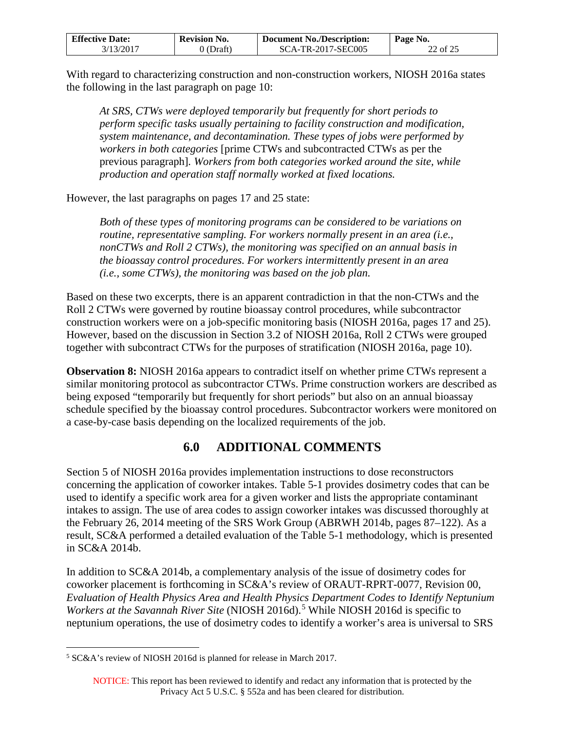With regard to characterizing construction and non-construction workers, NIOSH 2016a states the following in the last paragraph on page 10:

> *At SRS, CTWs were deployed temporarily but frequently for short periods to perform specific tasks usually pertaining to facility construction and modification, system maintenance, and decontamination. These types of jobs were performed by workers in both categories* [prime CTWs and subcontracted CTWs as per the previous paragraph]*. Workers from both categories worked around the site, while production and operation staff normally worked at fixed locations.*

However, the last paragraphs on pages 17 and 25 state:

> *Both of these types of monitoring programs can be considered to be variations on routine, representative sampling. For workers normally present in an area (i.e., nonCTWs and Roll 2 CTWs), the monitoring was specified on an annual basis in the bioassay control procedures. For workers intermittently present in an area (i.e., some CTWs), the monitoring was based on the job plan.*

Based on these two excerpts, there is an apparent contradiction in that the non-CTWs and the Roll 2 CTWs were governed by routine bioassay control procedures, while subcontractor construction workers were on a job-specific monitoring basis (NIOSH 2016a, pages 17 and 25). However, based on the discussion in Section 3.2 of NIOSH 2016a, Roll 2 CTWs were grouped together with subcontract CTWs for the purposes of stratification (NIOSH 2016a, page 10).

**Observation 8:** NIOSH 2016a appears to contradict itself on whether prime CTWs represent a similar monitoring protocol as subcontractor CTWs. Prime construction workers are described as being exposed "temporarily but frequently for short periods" but also on an annual bioassay schedule specified by the bioassay control procedures. Subcontractor workers were monitored on a case-by-case basis depending on the localized requirements of the job.

# 6.0 ADDITIONAL COMMENTS

Section 5 of NIOSH 2016a provides implementation instructions to dose reconstructors concerning the application of coworker intakes. Table 5-1 provides dosimetry codes that can be used to identify a specific work area for a given worker and lists the appropriate contaminant intakes to assign. The use of area codes to assign coworker intakes was discussed thoroughly at the February 26, 2014 meeting of the SRS Work Group (ABRWH 2014b, pages 87–122). As a result, SC&A performed a detailed evaluation of the Table 5-1 methodology, which is presented in SC&A 2014b.

In addition to SC&A 2014b, a complementary analysis of the issue of dosimetry codes for coworker placement is forthcoming in SC&A's review of ORAUT-RPRT-0077, Revision 00, *Evaluation of Health Physics Area and Health Physics Department Codes to Identify Neptunium Workers at the Savannah River Site* (NIOSH 2016d).[5] While NIOSH 2016d is specific to neptunium operations, the use of dosimetry codes to identify a worker's area is universal to SRS

[5] SC&A's review of NIOSH 2016d is planned for release in March 2017.

NOTICE: This report has been reviewed to identify and redact any information that is protected by the Privacy Act 5 U.S.C. § 552a and has been cleared for distribution.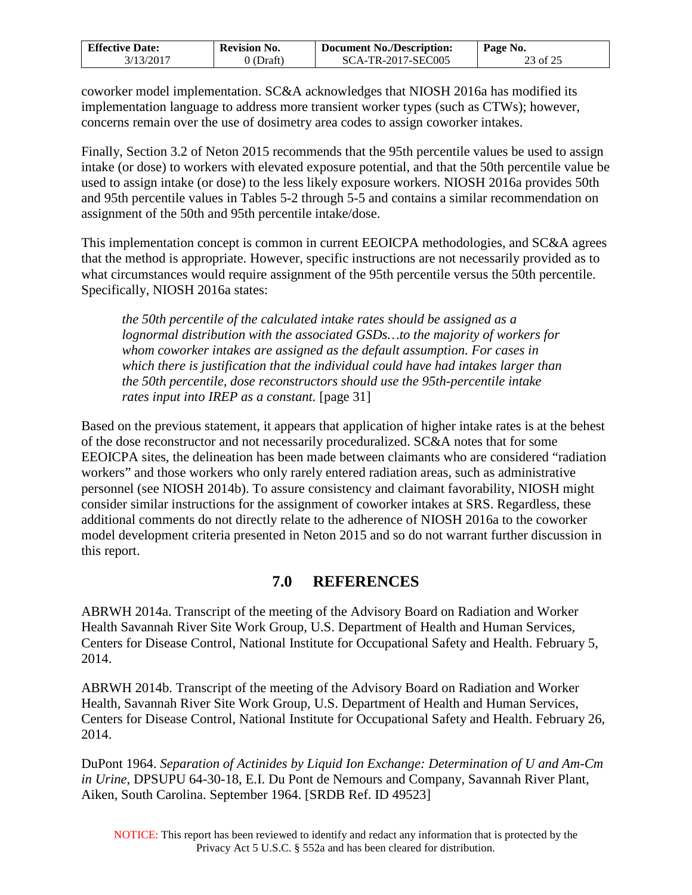coworker model implementation. SC&A acknowledges that NIOSH 2016a has modified its implementation language to address more transient worker types (such as CTWs); however, concerns remain over the use of dosimetry area codes to assign coworker intakes.

Finally, Section 3.2 of Neton 2015 recommends that the 95th percentile values be used to assign intake (or dose) to workers with elevated exposure potential, and that the 50th percentile value be used to assign intake (or dose) to the less likely exposure workers. NIOSH 2016a provides 50th and 95th percentile values in Tables 5-2 through 5-5 and contains a similar recommendation on assignment of the 50th and 95th percentile intake/dose.

This implementation concept is common in current EEOICPA methodologies, and SC&A agrees that the method is appropriate. However, specific instructions are not necessarily provided as to what circumstances would require assignment of the 95th percentile versus the 50th percentile. Specifically, NIOSH 2016a states:

> *the 50th percentile of the calculated intake rates should be assigned as a lognormal distribution with the associated GSDs…to the majority of workers for whom coworker intakes are assigned as the default assumption. For cases in which there is justification that the individual could have had intakes larger than the 50th percentile, dose reconstructors should use the 95th-percentile intake rates input into IREP as a constant.* [page 31]

Based on the previous statement, it appears that application of higher intake rates is at the behest of the dose reconstructor and not necessarily proceduralized. SC&A notes that for some EEOICPA sites, the delineation has been made between claimants who are considered "radiation workers" and those workers who only rarely entered radiation areas, such as administrative personnel (see NIOSH 2014b). To assure consistency and claimant favorability, NIOSH might consider similar instructions for the assignment of coworker intakes at SRS. Regardless, these additional comments do not directly relate to the adherence of NIOSH 2016a to the coworker model development criteria presented in Neton 2015 and so do not warrant further discussion in this report.

# 7.0 REFERENCES

ABRWH 2014a. Transcript of the meeting of the Advisory Board on Radiation and Worker Health Savannah River Site Work Group, U.S. Department of Health and Human Services, Centers for Disease Control, National Institute for Occupational Safety and Health. February 5, 2014.

ABRWH 2014b. Transcript of the meeting of the Advisory Board on Radiation and Worker Health, Savannah River Site Work Group, U.S. Department of Health and Human Services, Centers for Disease Control, National Institute for Occupational Safety and Health. February 26, 2014.

DuPont 1964. *Separation of Actinides by Liquid Ion Exchange: Determination of U and Am-Cm in Urine*, DPSPU 64-30-18, E.I. Du Pont de Nemours and Company, Savannah River Plant, Aiken, South Carolina. September 1964. [SRDB Ref. ID 49523]

NOTICE: This report has been reviewed to identify and redact any information that is protected by the Privacy Act 5 U.S.C. § 552a and has been cleared for distribution.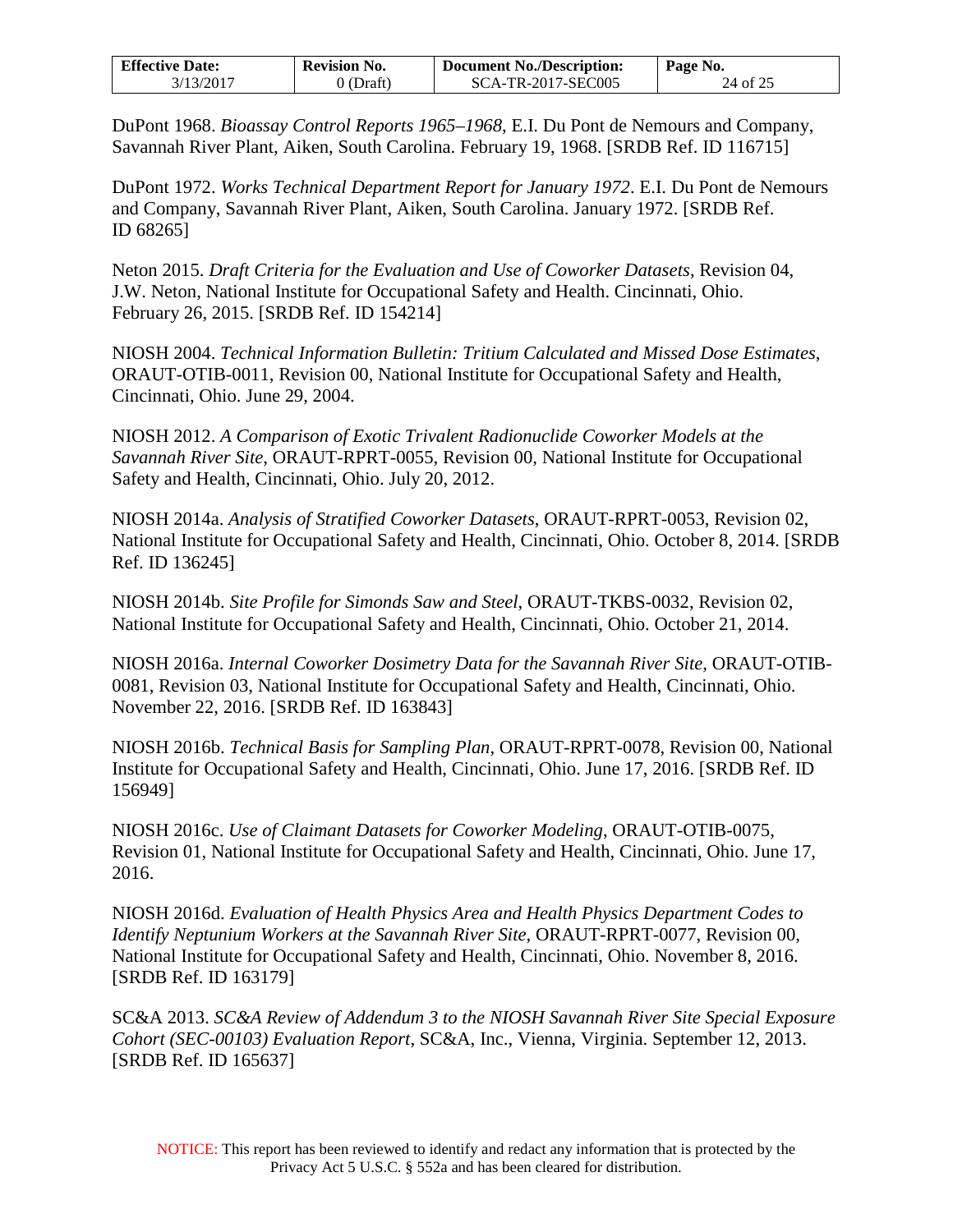DuPont 1968. *Bioassay Control Reports 1965–1968*, E.I. Du Pont de Nemours and Company, Savannah River Plant, Aiken, South Carolina. February 19, 1968. [SRDB Ref. ID 116715]

DuPont 1972. *Works Technical Department Report for January 1972*. E.I. Du Pont de Nemours and Company, Savannah River Plant, Aiken, South Carolina. January 1972. [SRDB Ref. ID 68265]

Neton 2015. *Draft Criteria for the Evaluation and Use of Coworker Datasets*, Revision 04, J.W. Neton, National Institute for Occupational Safety and Health. Cincinnati, Ohio. February 26, 2015. [SRDB Ref. ID 154214]

NIOSH 2004. *Technical Information Bulletin: Tritium Calculated and Missed Dose Estimates*, ORAUT-OTIB-0011, Revision 00, National Institute for Occupational Safety and Health, Cincinnati, Ohio. June 29, 2004.

NIOSH 2012. *A Comparison of Exotic Trivalent Radionuclide Coworker Models at the Savannah River Site*, ORAUT-RPRT-0055, Revision 00, National Institute for Occupational Safety and Health, Cincinnati, Ohio. July 20, 2012.

NIOSH 2014a. *Analysis of Stratified Coworker Datasets*, ORAUT-RPRT-0053, Revision 02, National Institute for Occupational Safety and Health, Cincinnati, Ohio. October 8, 2014. [SRDB Ref. ID 136245]

NIOSH 2014b. *Site Profile for Simonds Saw and Steel*, ORAUT-TKBS-0032, Revision 02, National Institute for Occupational Safety and Health, Cincinnati, Ohio. October 21, 2014.

NIOSH 2016a. *Internal Coworker Dosimetry Data for the Savannah River Site*, ORAUT-OTIB-0081, Revision 03, National Institute for Occupational Safety and Health, Cincinnati, Ohio. November 22, 2016. [SRDB Ref. ID 163843]

NIOSH 2016b. *Technical Basis for Sampling Plan*, ORAUT-RPRT-0078, Revision 00, National Institute for Occupational Safety and Health, Cincinnati, Ohio. June 17, 2016. [SRDB Ref. ID 156949]

NIOSH 2016c. *Use of Claimant Datasets for Coworker Modeling*, ORAUT-OTIB-0075, Revision 01, National Institute for Occupational Safety and Health, Cincinnati, Ohio. June 17, 2016.

NIOSH 2016d. *Evaluation of Health Physics Area and Health Physics Department Codes to Identify Neptunium Workers at the Savannah River Site*, ORAUT-RPRT-0077, Revision 00, National Institute for Occupational Safety and Health, Cincinnati, Ohio. November 8, 2016. [SRDB Ref. ID 163179]

SC&A 2013. *SC&A Review of Addendum 3 to the NIOSH Savannah River Site Special Exposure Cohort (SEC-00103) Evaluation Report*, SC&A, Inc., Vienna, Virginia. September 12, 2013. [SRDB Ref. ID 165637]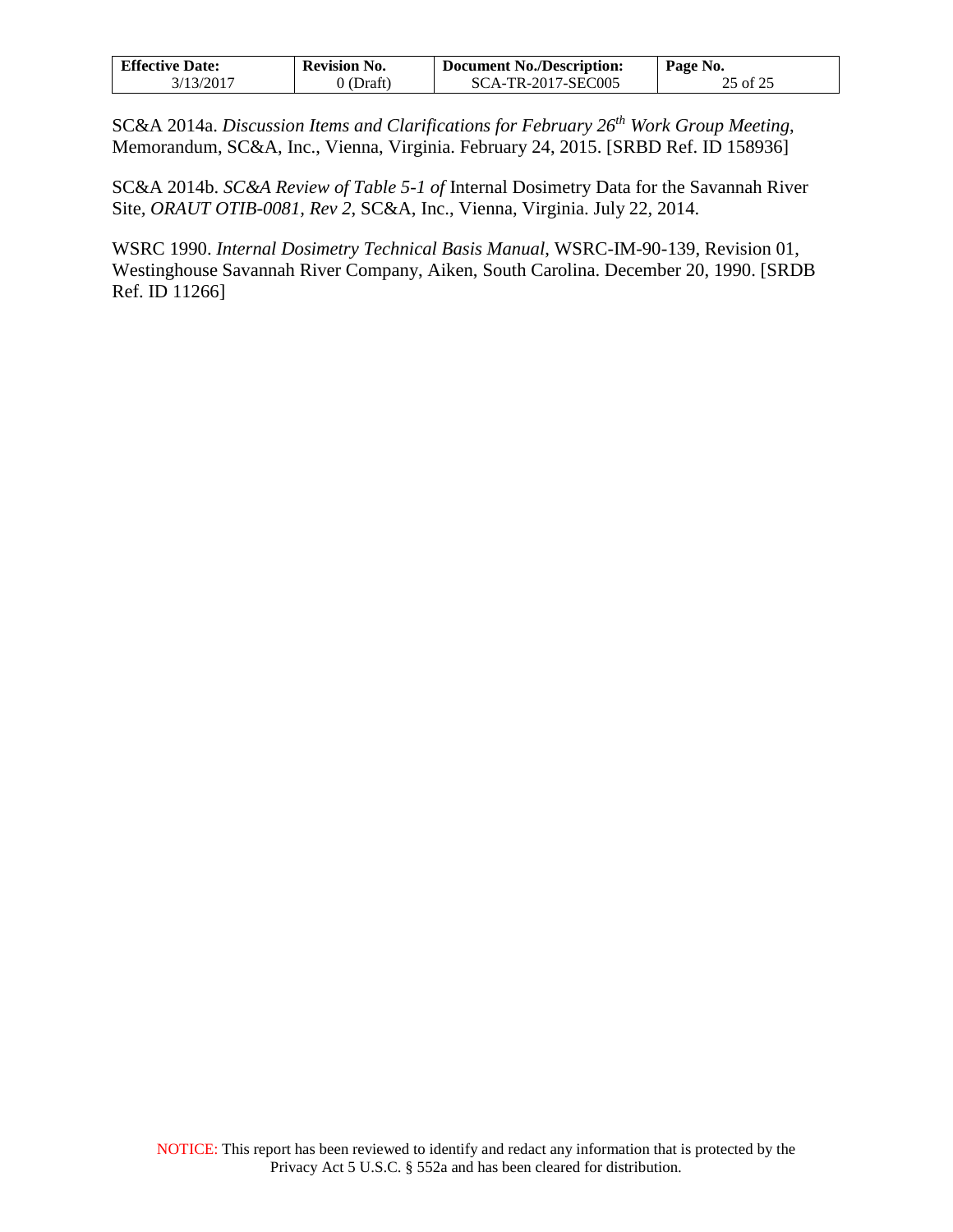SC&A 2014a. *Discussion Items and Clarifications for February 26th Work Group Meeting*, Memorandum, SC&A, Inc., Vienna, Virginia. February 24, 2015. [SRBD Ref. ID 158936]

SC&A 2014b. *SC&A Review of Table 5-1 of* Internal Dosimetry Data for the Savannah River Site, *ORAUT OTIB-0081, Rev 2*, SC&A, Inc., Vienna, Virginia. July 22, 2014.

WSRC 1990. *Internal Dosimetry Technical Basis Manual*, WSRC-IM-90-139, Revision 01, Westinghouse Savannah River Company, Aiken, South Carolina. December 20, 1990. [SRDB Ref. ID 11266]

NOTICE: This report has been reviewed to identify and redact any information that is protected by the Privacy Act 5 U.S.C. § 552a and has been cleared for distribution.